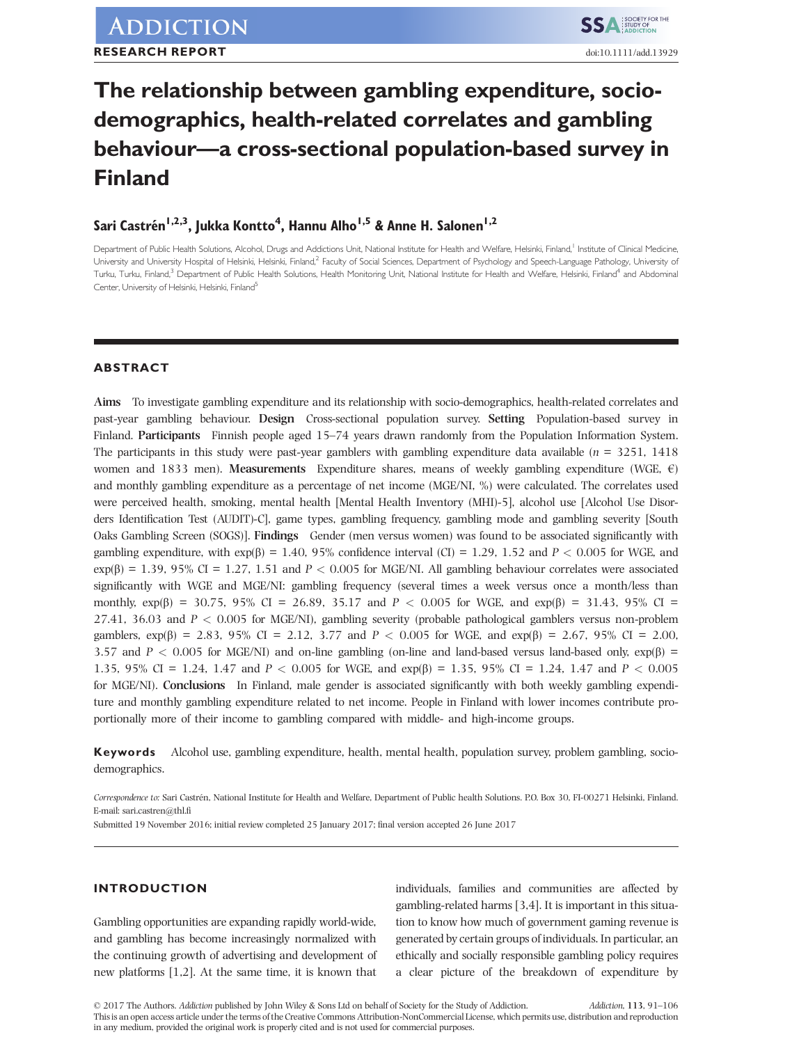# The relationship between gambling expenditure, socio-demographics, health-related correlates and gambling behaviour—a cross-sectional population-based survey in Finland

**Sari Castrén[1,2,3], Jukka Kontto[4], Hannu Alho[1,5] & Anne H. Salonen[1,2]**

Department of Public Health Solutions, Alcohol, Drugs and Addictions Unit, National Institute for Health and Welfare, Helsinki, Finland,[1] Institute of Clinical Medicine, University and University Hospital of Helsinki, Helsinki, Finland,[2] Faculty of Social Sciences, Department of Psychology and Speech-Language Pathology, University of Turku, Turku, Finland,[3] Department of Public Health Solutions, Health Monitoring Unit, National Institute for Health and Welfare, Helsinki, Finland[4] and Abdominal Center, University of Helsinki, Helsinki, Finland[5]

## ABSTRACT

**Aims** To investigate gambling expenditure and its relationship with socio-demographics, health-related correlates and past-year gambling behaviour. **Design** Cross-sectional population survey. **Setting** Population-based survey in Finland. **Participants** Finnish people aged 15–74 years drawn randomly from the Population Information System. The participants in this study were past-year gamblers with gambling expenditure data available ($n$ = 3251, 1418 women and 1833 men). **Measurements** Expenditure shares, means of weekly gambling expenditure (WGE, €) and monthly gambling expenditure as a percentage of net income (MGE/NI, %) were calculated. The correlates used were perceived health, smoking, mental health [Mental Health Inventory (MHI)-5], alcohol use [Alcohol Use Disorders Identification Test (AUDIT)-C], game types, gambling frequency, gambling mode and gambling severity [South Oaks Gambling Screen (SOGS)]. **Findings** Gender (men versus women) was found to be associated significantly with gambling expenditure, with $\exp(\beta)$ = 1.40, 95% confidence interval (CI) = 1.29, 1.52 and $P < 0.005$ for WGE, and $\exp(\beta)$ = 1.39, 95% CI = 1.27, 1.51 and $P < 0.005$ for MGE/NI. All gambling behaviour correlates were associated significantly with WGE and MGE/NI: gambling frequency (several times a week versus once a month/less than monthly, $\exp(\beta)$ = 30.75, 95% CI = 26.89, 35.17 and $P < 0.005$ for WGE, and $\exp(\beta)$ = 31.43, 95% CI = 27.41, 36.03 and $P < 0.005$ for MGE/NI), gambling severity (probable pathological gamblers versus non-problem gamblers, $\exp(\beta)$ = 2.83, 95% CI = 2.12, 3.77 and $P < 0.005$ for WGE, and $\exp(\beta)$ = 2.67, 95% CI = 2.00, 3.57 and $P < 0.005$ for MGE/NI) and on-line gambling (on-line and land-based versus land-based only, $\exp(\beta)$ = 1.35, 95% CI = 1.24, 1.47 and $P < 0.005$ for WGE, and $\exp(\beta)$ = 1.35, 95% CI = 1.24, 1.47 and $P < 0.005$ for MGE/NI). **Conclusions** In Finland, male gender is associated significantly with both weekly gambling expenditure and monthly gambling expenditure related to net income. People in Finland with lower incomes contribute proportionally more of their income to gambling compared with middle- and high-income groups.

**Keywords** Alcohol use, gambling expenditure, health, mental health, population survey, problem gambling, socio-demographics.

*Correspondence to*: Sari Castrén, National Institute for Health and Welfare, Department of Public health Solutions. P.O. Box 30, FI-00271 Helsinki, Finland. E-mail: sari.castren@thl.fi

Submitted 19 November 2016; initial review completed 25 January 2017; final version accepted 26 June 2017

## INTRODUCTION

Gambling opportunities are expanding rapidly world-wide, and gambling has become increasingly normalized with the continuing growth of advertising and development of new platforms [1,2]. At the same time, it is known that individuals, families and communities are affected by gambling-related harms [3,4]. It is important in this situation to know how much of government gaming revenue is generated by certain groups of individuals. In particular, an ethically and socially responsible gambling policy requires a clear picture of the breakdown of expenditure by

© 2017 The Authors. *Addiction* published by John Wiley & Sons Ltd on behalf of Society for the Study of Addiction.
This is an open access article under the terms of the Creative Commons Attribution-NonCommercial License, which permits use, distribution and reproduction in any medium, provided the original work is properly cited and is not used for commercial purposes.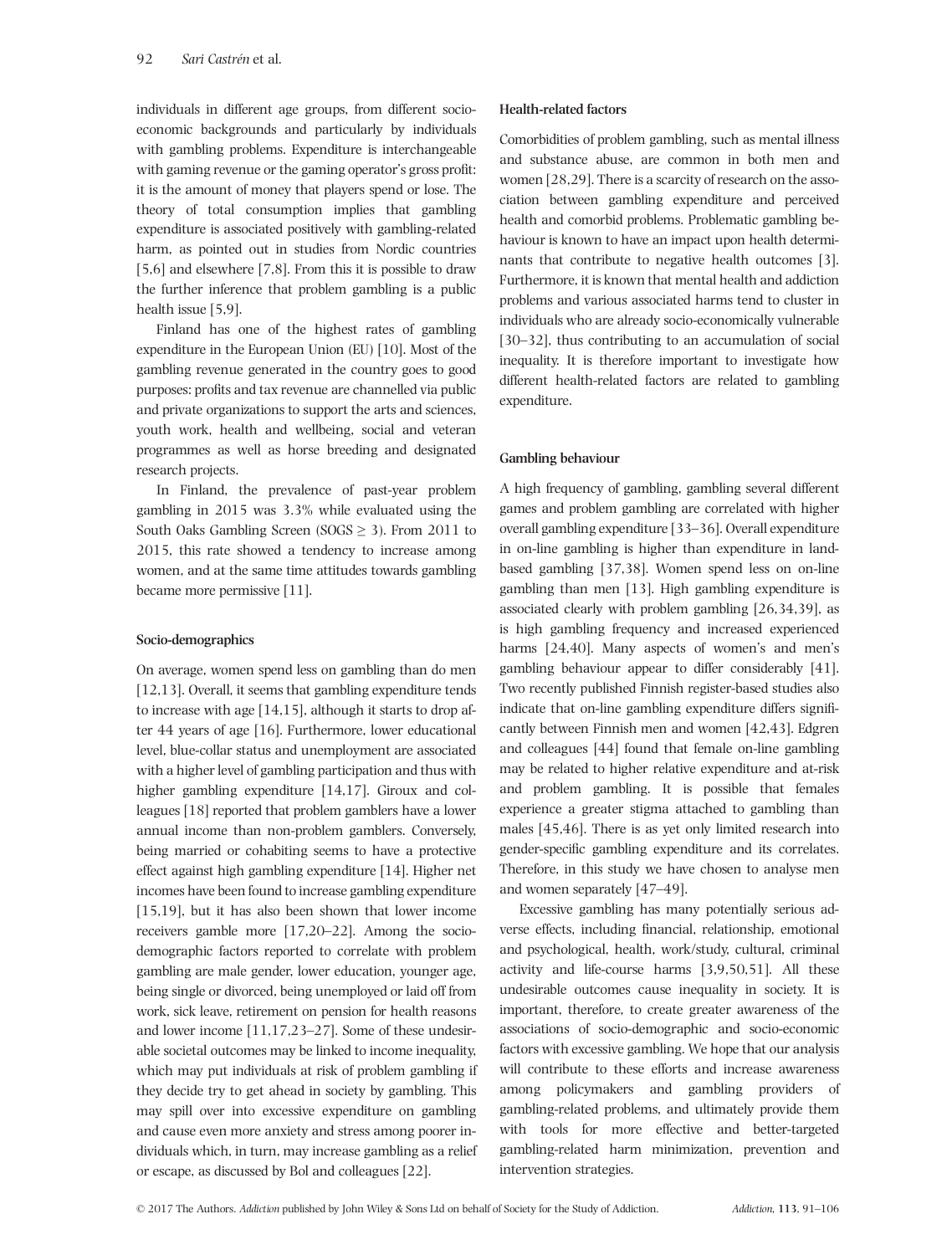individuals in different age groups, from different socio-economic backgrounds and particularly by individuals with gambling problems. Expenditure is interchangeable with gaming revenue or the gaming operator's gross profit: it is the amount of money that players spend or lose. The theory of total consumption implies that gambling expenditure is associated positively with gambling-related harm, as pointed out in studies from Nordic countries [5,6] and elsewhere [7,8]. From this it is possible to draw the further inference that problem gambling is a public health issue [5,9].

Finland has one of the highest rates of gambling expenditure in the European Union (EU) [10]. Most of the gambling revenue generated in the country goes to good purposes: profits and tax revenue are channelled via public and private organizations to support the arts and sciences, youth work, health and wellbeing, social and veteran programmes as well as horse breeding and designated research projects.

In Finland, the prevalence of past-year problem gambling in 2015 was 3.3% while evaluated using the South Oaks Gambling Screen (SOGS $\geq$ 3). From 2011 to 2015, this rate showed a tendency to increase among women, and at the same time attitudes towards gambling became more permissive [11].

#### Socio-demographics

On average, women spend less on gambling than do men [12,13]. Overall, it seems that gambling expenditure tends to increase with age [14,15], although it starts to drop after 44 years of age [16]. Furthermore, lower educational level, blue-collar status and unemployment are associated with a higher level of gambling participation and thus with higher gambling expenditure [14,17]. Giroux and colleagues [18] reported that problem gamblers have a lower annual income than non-problem gamblers. Conversely, being married or cohabiting seems to have a protective effect against high gambling expenditure [14]. Higher net incomes have been found to increase gambling expenditure [15,19], but it has also been shown that lower income receivers gamble more [17,20–22]. Among the socio-demographic factors reported to correlate with problem gambling are male gender, lower education, younger age, being single or divorced, being unemployed or laid off from work, sick leave, retirement on pension for health reasons and lower income [11,17,23–27]. Some of these undesirable societal outcomes may be linked to income inequality, which may put individuals at risk of problem gambling if they decide try to get ahead in society by gambling. This may spill over into excessive expenditure on gambling and cause even more anxiety and stress among poorer individuals which, in turn, may increase gambling as a relief or escape, as discussed by Bol and colleagues [22].

#### Health-related factors

Comorbidities of problem gambling, such as mental illness and substance abuse, are common in both men and women [28,29]. There is a scarcity of research on the association between gambling expenditure and perceived health and comorbid problems. Problematic gambling behaviour is known to have an impact upon health determinants that contribute to negative health outcomes [3]. Furthermore, it is known that mental health and addiction problems and various associated harms tend to cluster in individuals who are already socio-economically vulnerable [30–32], thus contributing to an accumulation of social inequality. It is therefore important to investigate how different health-related factors are related to gambling expenditure.

#### Gambling behaviour

A high frequency of gambling, gambling several different games and problem gambling are correlated with higher overall gambling expenditure [33–36]. Overall expenditure in on-line gambling is higher than expenditure in land-based gambling [37,38]. Women spend less on on-line gambling than men [13]. High gambling expenditure is associated clearly with problem gambling [26,34,39], as is high gambling frequency and increased experienced harms [24,40]. Many aspects of women's and men's gambling behaviour appear to differ considerably [41]. Two recently published Finnish register-based studies also indicate that on-line gambling expenditure differs significantly between Finnish men and women [42,43]. Edgren and colleagues [44] found that female on-line gambling may be related to higher relative expenditure and at-risk and problem gambling. It is possible that females experience a greater stigma attached to gambling than males [45,46]. There is as yet only limited research into gender-specific gambling expenditure and its correlates. Therefore, in this study we have chosen to analyse men and women separately [47–49].

Excessive gambling has many potentially serious adverse effects, including financial, relationship, emotional and psychological, health, work/study, cultural, criminal activity and life-course harms [3,9,50,51]. All these undesirable outcomes cause inequality in society. It is important, therefore, to create greater awareness of the associations of socio-demographic and socio-economic factors with excessive gambling. We hope that our analysis will contribute to these efforts and increase awareness among policymakers and gambling providers of gambling-related problems, and ultimately provide them with tools for more effective and better-targeted gambling-related harm minimization, prevention and intervention strategies.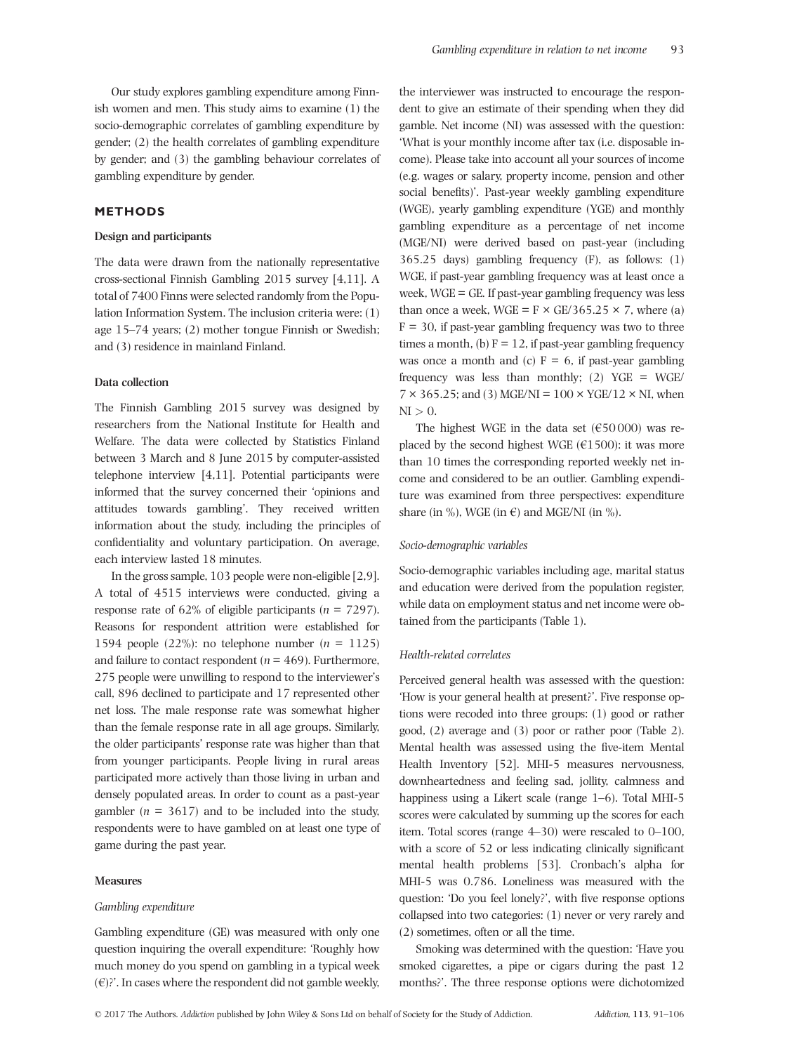Our study explores gambling expenditure among Finnish women and men. This study aims to examine (1) the socio-demographic correlates of gambling expenditure by gender; (2) the health correlates of gambling expenditure by gender; and (3) the gambling behaviour correlates of gambling expenditure by gender.

## METHODS

### Design and participants

The data were drawn from the nationally representative cross-sectional Finnish Gambling 2015 survey [4,11]. A total of 7400 Finns were selected randomly from the Population Information System. The inclusion criteria were: (1) age 15–74 years; (2) mother tongue Finnish or Swedish; and (3) residence in mainland Finland.

### Data collection

The Finnish Gambling 2015 survey was designed by researchers from the National Institute for Health and Welfare. The data were collected by Statistics Finland between 3 March and 8 June 2015 by computer-assisted telephone interview [4,11]. Potential participants were informed that the survey concerned their 'opinions and attitudes towards gambling'. They received written information about the study, including the principles of confidentiality and voluntary participation. On average, each interview lasted 18 minutes.

In the gross sample, 103 people were non-eligible [2,9]. A total of 4515 interviews were conducted, giving a response rate of 62% of eligible participants ($n$ = 7297). Reasons for respondent attrition were established for 1594 people (22%): no telephone number ($n$ = 1125) and failure to contact respondent ($n$ = 469). Furthermore, 275 people were unwilling to respond to the interviewer's call, 896 declined to participate and 17 represented other net loss. The male response rate was somewhat higher than the female response rate in all age groups. Similarly, the older participants' response rate was higher than that from younger participants. People living in rural areas participated more actively than those living in urban and densely populated areas. In order to count as a past-year gambler ($n$ = 3617) and to be included into the study, respondents were to have gambled on at least one type of game during the past year.

### Measures

#### *Gambling expenditure*

Gambling expenditure (GE) was measured with only one question inquiring the overall expenditure: 'Roughly how much money do you spend on gambling in a typical week (€)?'. In cases where the respondent did not gamble weekly, the interviewer was instructed to encourage the respondent to give an estimate of their spending when they did gamble. Net income (NI) was assessed with the question: 'What is your monthly income after tax (i.e. disposable income). Please take into account all your sources of income (e.g. wages or salary, property income, pension and other social benefits)'. Past-year weekly gambling expenditure (WGE), yearly gambling expenditure (YGE) and monthly gambling expenditure as a percentage of net income (MGE/NI) were derived based on past-year (including 365.25 days) gambling frequency (F), as follows: (1) WGE, if past-year gambling frequency was at least once a week, WGE = GE. If past-year gambling frequency was less than once a week, WGE = F × GE/365.25 × 7, where (a) F = 30, if past-year gambling frequency was two to three times a month, (b) F = 12, if past-year gambling frequency was once a month and (c) F = 6, if past-year gambling frequency was less than monthly; (2) YGE = WGE/ 7 × 365.25; and (3) MGE/NI = 100 × YGE/12 × NI, when NI > 0.

The highest WGE in the data set (€50 000) was replaced by the second highest WGE (€1500): it was more than 10 times the corresponding reported weekly net income and considered to be an outlier. Gambling expenditure was examined from three perspectives: expenditure share (in %), WGE (in €) and MGE/NI (in %).

#### *Socio-demographic variables*

Socio-demographic variables including age, marital status and education were derived from the population register, while data on employment status and net income were obtained from the participants (Table 1).

#### *Health-related correlates*

Perceived general health was assessed with the question: 'How is your general health at present?'. Five response options were recoded into three groups: (1) good or rather good, (2) average and (3) poor or rather poor (Table 2). Mental health was assessed using the five-item Mental Health Inventory [52]. MHI-5 measures nervousness, downheartedness and feeling sad, jollity, calmness and happiness using a Likert scale (range 1–6). Total MHI-5 scores were calculated by summing up the scores for each item. Total scores (range 4–30) were rescaled to 0–100, with a score of 52 or less indicating clinically significant mental health problems [53]. Cronbach's alpha for MHI-5 was 0.786. Loneliness was measured with the question: 'Do you feel lonely?', with five response options collapsed into two categories: (1) never or very rarely and (2) sometimes, often or all the time.

Smoking was determined with the question: 'Have you smoked cigarettes, a pipe or cigars during the past 12 months?'. The three response options were dichotomized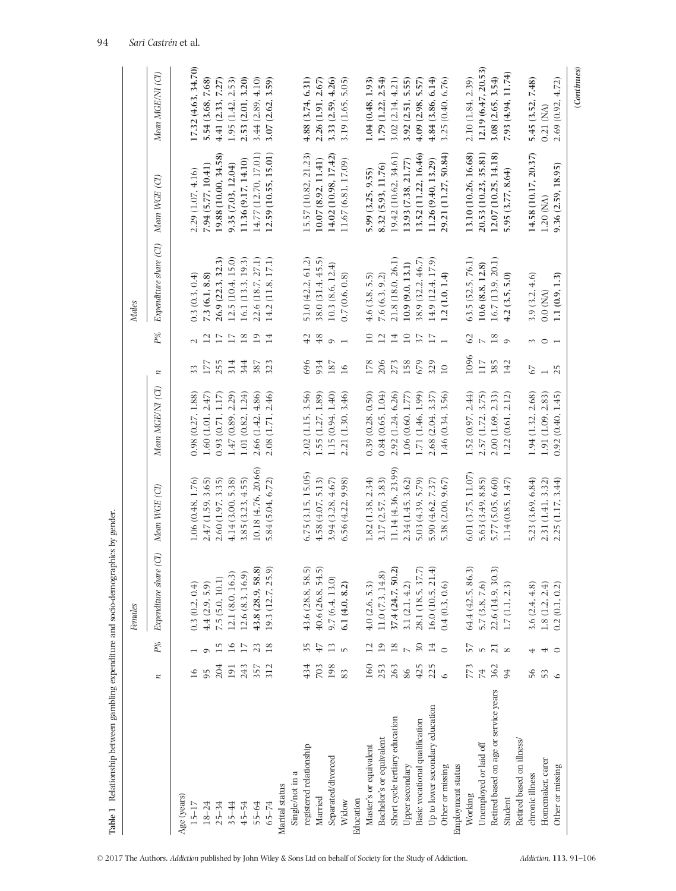**Table 1** Relationship between gambling expenditure and socio-demographics by gender.

| | Females | | | | | Males | | | | |
|---|---|---|---|---|---|---|---|---|---|---|
| | *n* | *P%* | *Expenditure share (CI)* | *Mean WGE (CI)* | *Mean MGE/NI (CI)* | *n* | *P%* | *Expenditure share (CI)* | *Mean WGE (CI)* | *Mean MGE/NI (CI)* |
| Age (years) | | | | | | | | | | |
| 15–17 | 16 | 1 | 0.3 (0.2, 0.4) | 1.06 (0.48, 1.76) | 0.98 (0.27, 1.88) | 33 | 2 | 0.3 (0.3, 0.4) | 2.29 (1.07, 4.16) | **17.32 (4.63, 34.70)** |
| 18–24 | 95 | 9 | 4.4 (2.9, 5.9) | 2.47 (1.59, 3.65) | 1.60 (1.01, 2.47) | 177 | 12 | **7.3 (6.1, 8.8)** | **7.94 (5.77, 10.41)** | **5.54 (3.68, 7.68)** |
| 25–34 | 204 | 15 | 7.5 (5.0, 10.1) | 2.60 (1.97, 3.35) | 0.93 (0.71, 1.17) | 255 | 17 | **26.9 (22.3, 32.3)** | **19.88 (10.00, 34.58)** | **4.41 (2.33, 7.27)** |
| 35–44 | 191 | 16 | 12.1 (8.0, 16.3) | 4.14 (3.00, 5.38) | 1.47 (0.89, 2.29) | 314 | 17 | 12.5 (10.4, 15.0) | **9.35 (7.03, 12.04)** | 1.95 (1.42, 2.53) |
| 45–54 | 243 | 17 | 12.6 (8.3, 16.9) | 3.85 (3.23, 4.55) | 1.01 (0.82, 1.24) | 344 | 18 | 16.1 (13.3, 19.3) | **11.36 (9.17, 14.10)** | **2.53 (2.01, 3.20)** |
| 55–64 | 357 | 23 | **43.8 (28.9, 58.8)** | 10.18 (4.76, 20.66) | 2.66 (1.42, 4.86) | 387 | 19 | 22.6 (18.7, 27.1) | 14.77 (12.70, 17.01) | 3.44 (2.89, 4.10) |
| 65–74 | 312 | 18 | 19.3 (12.7, 25.9) | 5.84 (5.04, 6.72) | 2.08 (1.71, 2.46) | 323 | 14 | 14.2 (11.8, 17.1) | **12.59 (10.55, 15.01)** | **3.07 (2.62, 3.59)** |
| Marital status | | | | | | | | | | |
| Single/not in a registered relationship | 434 | 35 | 43.6 (28.8, 58.5) | 6.75 (3.15, 15.05) | 2.02 (1.15, 3.56) | 696 | 42 | 51.0 (42.2, 61.2) | 15.57 (10.82, 21.23) | **4.88 (3.74, 6.31)** |
| Married | 703 | 47 | 40.6 (26.8, 54.5) | 4.58 (4.07, 5.13) | 1.55 (1.27, 1.89) | 934 | 48 | 38.0 (31.4, 45.5) | **10.07 (8.92, 11.41)** | **2.26 (1.91, 2.67)** |
| Separated/divorced | 198 | 13 | 9.7 (6.4, 13.0) | 3.94 (3.28, 4.67) | 1.15 (0.94, 1.40) | 187 | 9 | 10.3 (8.6, 12.4) | **14.02 (10.98, 17.42)** | **3.33 (2.59, 4.26)** |
| Widow | 83 | 5 | **6.1 (4.0, 8.2)** | 6.56 (4.22, 9.98) | 2.21 (1.30, 3.46) | 16 | 1 | 0.7 (0.6, 0.8) | 11.67 (6.81, 17.09) | 3.19 (1.65, 5.05) |
| Education | | | | | | | | | | |
| Master's or equivalent | 160 | 12 | 4.0 (2.6, 5.3) | 1.82 (1.38, 2.34) | 0.39 (0.28, 0.50) | 178 | 10 | 4.6 (3.8, 5.5) | **5.99 (3.25, 9.55)** | **1.04 (0.48, 1.93)** |
| Bachelor's or equivalent | 253 | 19 | 11.0 (7.3, 14.8) | 3.17 (2.57, 3.83) | 0.84 (0.65, 1.04) | 206 | 12 | 7.6 (6.3, 9.2) | **8.32 (5.93, 11.76)** | **1.79 (1.22, 2.54)** |
| Short cycle tertiary education | 263 | 18 | **37.4 (24.7, 50.2)** | 11.14 (4.36, 23.99) | 2.92 (1.24, 6.26) | 273 | 14 | 21.8 (18.0, 26.1) | 19.42 (10.62, 34.61) | 3.02 (2.14, 4.21) |
| Upper secondary | 86 | 7 | 3.1 (2.1, 4.2) | 2.34 (1.45, 3.62) | 1.06 (0.60, 1.77) | 158 | 10 | **10.9 (9.0, 13.1)** | **13.93 (7.38, 21.77)** | **3.92 (2.51, 5.55)** |
| Basic vocational qualification | 425 | 30 | 28.1 (18.5, 37.7) | 5.03 (4.39, 5.79) | 1.71 (1.46, 1.99) | 679 | 37 | 38.9 (32.2, 46.7) | **13.52 (11.22, 16.46)** | **4.09 (2.98, 5.57)** |
| Up to lower secondary education | 225 | 14 | 16.0 (10.5, 21.4) | 5.90 (4.62, 7.37) | 2.68 (2.04, 3.37) | 329 | 17 | 14.9 (12.4, 17.9) | **11.26 (9.40, 13.29)** | **4.84 (3.86, 6.14)** |
| Other or missing | 6 | 0 | 0.4 (0.3, 0.6) | 5.38 (2.00, 9.67) | 1.46 (0.34, 3.56) | 10 | 1 | **1.2 (1.0, 1.4)** | **29.21 (11.27, 50.84)** | 3.25 (0.40, 6.76) |
| Employment status | | | | | | | | | | |
| Working | 773 | 57 | 64.4 (42.5, 86.3) | 6.01 (3.75, 11.07) | 1.52 (0.97, 2.44) | 1096 | 62 | 63.5 (52.5, 76.1) | **13.10 (10.26, 16.68)** | 2.10 (1.84, 2.39) |
| Unemployed or laid off | 74 | 5 | 5.7 (3.8, 7.6) | 5.63 (3.49, 8.85) | 2.57 (1.72, 3.75) | 117 | 7 | **10.6 (8.8, 12.8)** | **20.53 (10.23, 35.81)** | **12.19 (6.47, 20.53)** |
| Retired based on age or service years | 362 | 21 | 22.6 (14.9, 30.3) | 5.77 (5.05, 6.60) | 2.00 (1.69, 2.33) | 385 | 18 | 16.7 (13.9, 20.1) | **12.07 (10.25, 14.18)** | **3.08 (2.65, 3.54)** |
| Student | 94 | 8 | 1.7 (1.1, 2.3) | 1.14 (0.85, 1.47) | 1.22 (0.61, 2.12) | 142 | 9 | **4.2 (3.5, 5.0)** | **5.95 (3.77, 8.64)** | **7.93 (4.94, 11.74)** |
| Retired based on illness/chronic illness | 56 | 4 | 3.6 (2.4, 4.8) | 5.23 (3.69, 6.84) | 1.94 (1.32, 2.68) | 67 | 3 | 3.9 (3.2, 4.6) | **14.58 (10.17, 20.37)** | **5.45 (3.52, 7.48)** |
| Homemaker, carer | 53 | 4 | 1.8 (1.2, 2.4) | 2.31 (1.41, 3.32) | 1.91 (1.09, 2.83) | 1 | 0 | 0.0 (NA) | 1.20 (NA) | 0.21 (NA) |
| Other or missing | 6 | 0 | 0.2 (0.1, 0.2) | 2.25 (1.17, 3.44) | 0.92 (0.40, 1.45) | 25 | 1 | **1.1 (0.9, 1.3)** | **9.36 (2.59, 18.95)** | 2.69 (0.92, 4.72) |

(*Continues*)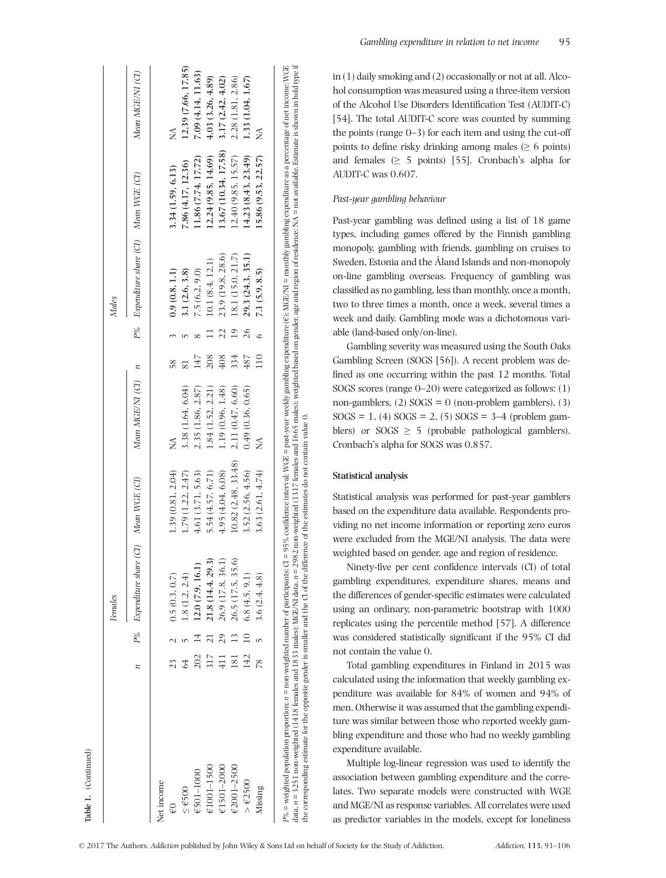**Table 1.** (Continued)

| | Females | | | | | | Males | | | | | |
|---|---|---|---|---|---|---|---|---|---|---|---|---|
| | *n* | *P%* | *Expenditure share (CI)* | *Mean WGE (CI)* | *Mean MGE/NI (CI)* | | *n* | *P%* | *Expenditure share (CI)* | *Mean WGE (CI)* | *Mean MGE/NI (CI)* | |
| Net income | | | | | | | | | | | | |
| €0 | 23 | 2 | 0.5 (0.3, 0.7) | 1.39 (0.81, 2.04) | NA | | 58 | 3 | **0.9 (0.8, 1.1)** | **3.34 (1.59, 6.13)** | NA | |
| ≤ €500 | 64 | 5 | 1.8 (1.2, 2.4) | 1.79 (1.22, 2.47) | 3.38 (1.64, 6.04) | | 81 | 5 | **3.1 (2.6, 3.8)** | **7.86 (4.17, 12.36)** | **12.39 (7.66, 17.85)** | |
| €501–1000 | 202 | 14 | **12.0 (7.9, 16.1)** | 4.61 (3.71, 5.63) | 2.35 (1.86, 2.87) | | 147 | 8 | 7.5 (6.2, 9.0) | **11.86 (7.74, 17.72)** | **7.09 (4.14, 11.63)** | |
| €1001–1500 | 317 | 21 | **21.8 (14.4, 29.3)** | 5.54 (4.57, 6.71) | 1.84 (1.52, 2.21) | | 208 | 11 | 10.1 (8.4, 12.1) | **12.24 (9.85, 14.69)** | **4.03 (3.26, 4.89)** | |
| €1501–2000 | 411 | 29 | 26.9 (17.8, 36.1) | 4.95 (4.04, 6.08) | 1.19 (0.96, 1.48) | | 408 | 22 | 23.9 (19.8, 28.6) | **13.67 (10.34, 17.58)** | **3.17 (2.42, 4.02)** | |
| €2001–2500 | 181 | 13 | 26.5 (17.5, 35.6) | 10.82 (2.48, 33.48) | 2.11 (0.47, 6.60) | | 334 | 19 | 18.1 (15.0, 21.7) | 12.40 (9.85, 15.57) | 2.28 (1.81, 2.86) | |
| > €2500 | 142 | 10 | 6.8 (4.5, 9.1) | 3.52 (2.56, 4.56) | 0.49 (0.36, 0.65) | | 487 | 26 | **29.3 (24.3, 35.1)** | **14.23 (8.43, 23.49)** | **1.33 (1.04, 1.67)** | |
| Missing | 78 | 5 | 3.6 (2.4, 4.8) | 3.63 (2.61, 4.74) | NA | | 110 | 6 | **7.1 (5.9, 8.5)** | **15.86 (9.53, 22.57)** | NA | |

*P%* = weighted population proportion; *n* = non-weighted number of participants; CI = 95% confidence interval; WGE = past-year weekly gambling expenditure (€); MGE/NI = monthly gambling expenditure as a percentage of net income; WGE data, *n* = 3251 non-weighted (1418 females and 1833 males); MGE/NI data, *n* = 2982 non-weighted (1317 females and 1665 males); weighted based on gender, age and region of residence; NA = not available. Estimate is shown in bold type if the corresponding estimate for the opposite gender is smaller and the CI of the difference of the estimates do not contain value 0.

in (1) daily smoking and (2) occasionally or not at all. Alcohol consumption was measured using a three-item version of the Alcohol Use Disorders Identification Test (AUDIT-C) [54]. The total AUDIT-C score was counted by summing the points (range 0–3) for each item and using the cut-off points to define risky drinking among males (≥ 6 points) and females (≥ 5 points) [55]. Cronbach's alpha for AUDIT-C was 0.607.

*Past-year gambling behaviour*

Past-year gambling was defined using a list of 18 game types, including games offered by the Finnish gambling monopoly, gambling with friends, gambling on cruises to Sweden, Estonia and the Åland Islands and non-monopoly on-line gambling overseas. Frequency of gambling was classified as no gambling, less than monthly, once a month, two to three times a month, once a week, several times a week and daily. Gambling mode was a dichotomous variable (land-based only/on-line).

Gambling severity was measured using the South Oaks Gambling Screen (SOGS [56]). A recent problem was defined as one occurring within the past 12 months. Total SOGS scores (range 0–20) were categorized as follows: (1) non-gamblers, (2) SOGS = 0 (non-problem gamblers), (3) SOGS = 1, (4) SOGS = 2, (5) SOGS = 3–4 (problem gamblers) or SOGS ≥ 5 (probable pathological gamblers). Cronbach's alpha for SOGS was 0.857.

### Statistical analysis

Statistical analysis was performed for past-year gamblers based on the expenditure data available. Respondents providing no net income information or reporting zero euros were excluded from the MGE/NI analysis. The data were weighted based on gender, age and region of residence.

Ninety-five per cent confidence intervals (CI) of total gambling expenditures, expenditure shares, means and the differences of gender-specific estimates were calculated using an ordinary, non-parametric bootstrap with 1000 replicates using the percentile method [57]. A difference was considered statistically significant if the 95% CI did not contain the value 0.

Total gambling expenditures in Finland in 2015 was calculated using the information that weekly gambling expenditure was available for 84% of women and 94% of men. Otherwise it was assumed that the gambling expenditure was similar between those who reported weekly gambling expenditure and those who had no weekly gambling expenditure available.

Multiple log-linear regression was used to identify the association between gambling expenditure and the correlates. Two separate models were constructed with WGE and MGE/NI as response variables. All correlates were used as predictor variables in the models, except for loneliness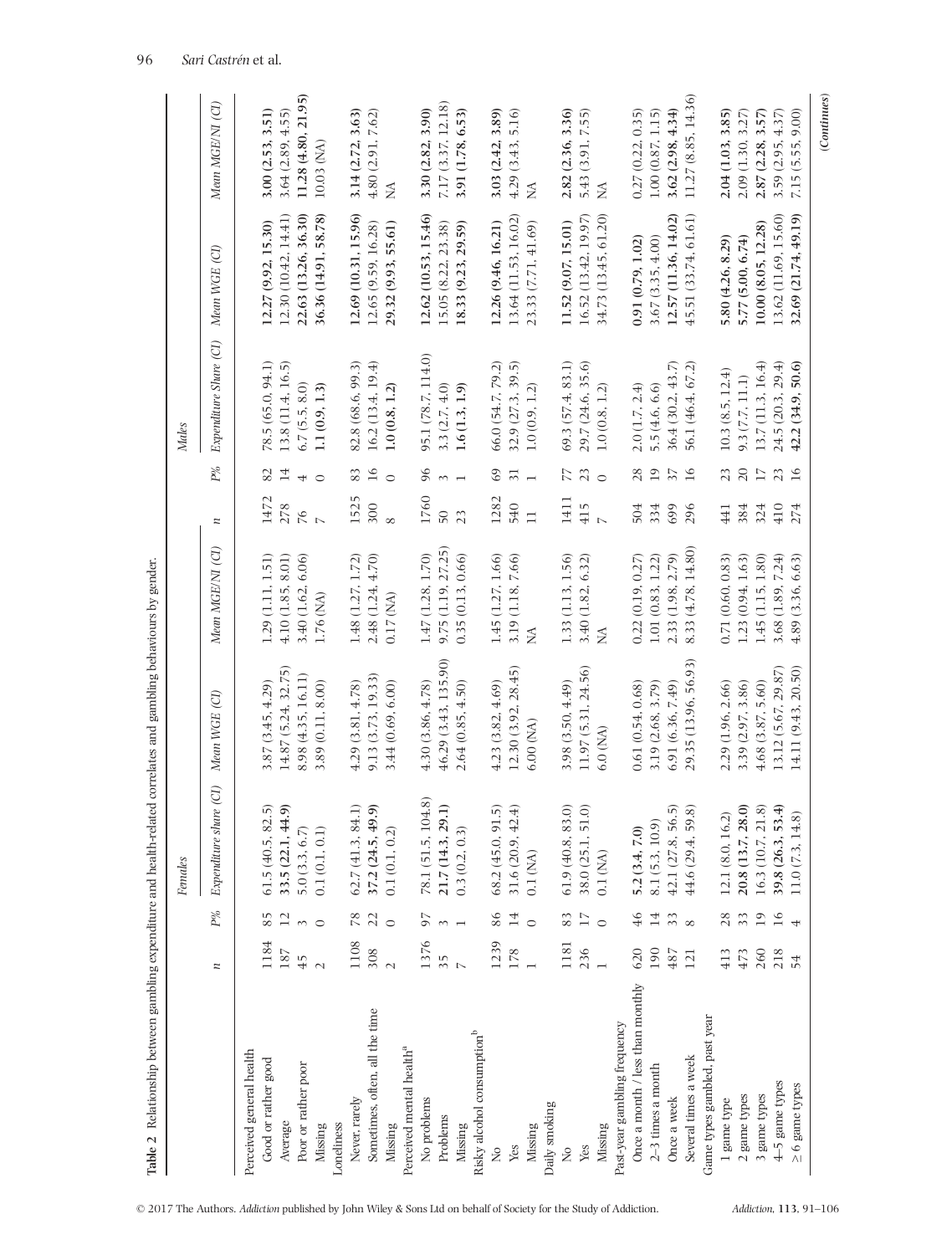**Table 2** Relationship between gambling expenditure and health-related correlates and gambling behaviours by gender.

| | Females | | | | | Males | | | | |
|---|---|---|---|---|---|---|---|---|---|---|
| | n | P% | Expenditure share (CI) | Mean WGE (CI) | Mean MGE/NI (CI) | n | P% | Expenditure Share (CI) | Mean WGE (CI) | Mean MGE/NI (CI) |
| Perceived general health | | | | | | | | | | |
| Good or rather good | 1184 | 85 | 61.5 (40.5, 82.5) | 3.87 (3.45, 4.29) | 1.29 (1.11, 1.51) | 1472 | 82 | 78.5 (65.0, 94.1) | **12.27 (9.92, 15.30)** | **3.00 (2.53, 3.51)** |
| Average | 187 | 12 | **33.5 (22.1, 44.9)** | 14.87 (5.24, 32.75) | 4.10 (1.85, 8.01) | 278 | 14 | 13.8 (11.4, 16.5) | 12.30 (10.42, 14.41) | 3.64 (2.89, 4.55) |
| Poor or rather poor | 45 | 3 | 5.0 (3.3, 6.7) | 8.98 (4.35, 16.11) | 3.40 (1.62, 6.06) | 76 | 4 | 6.7 (5.5, 8.0) | **22.63 (13.26, 36.30)** | **11.28 (4.80, 21.95)** |
| Missing | 2 | 0 | 0.1 (0.1, 0.1) | 3.89 (0.11, 8.00) | 1.76 (NA) | 7 | 0 | 1.1 (0.9, 1.3) | 36.36 (14.91, 58.78) | 10.03 (NA) |
| Loneliness | | | | | | | | | | |
| Never, rarely | 1108 | 78 | 62.7 (41.3, 84.1) | 4.29 (3.81, 4.78) | 1.48 (1.27, 1.72) | 1525 | 83 | 82.8 (68.6, 99.3) | **12.69 (10.31, 15.96)** | **3.14 (2.72, 3.63)** |
| Sometimes, often, all the time | 308 | 22 | **37.2 (24.5, 49.9)** | 9.13 (3.73, 19.33) | 2.48 (1.24, 4.70) | 300 | 16 | 16.2 (13.4, 19.4) | 12.65 (9.59, 16.28) | 4.80 (2.91, 7.62) |
| Missing | 2 | 0 | 0.1 (0.1, 0.2) | 3.44 (0.69, 6.00) | 0.17 (NA) | 8 | 0 | **1.0 (0.8, 1.2)** | **29.32 (9.93, 55.61)** | NA |
| Perceived mental health[a] | | | | | | | | | | |
| No problems | 1376 | 97 | 78.1 (51.5, 104.8) | 4.30 (3.86, 4.78) | 1.47 (1.28, 1.70) | 1760 | 96 | 95.1 (78.7, 114.0) | **12.62 (10.53, 15.46)** | **3.30 (2.82, 3.90)** |
| Problems | 35 | 3 | **21.7 (14.3, 29.1)** | 46.29 (3.43, 135.90) | 9.75 (1.19, 27.25) | 50 | 3 | 3.3 (2.7, 4.0) | 15.05 (8.22, 23.38) | 7.17 (3.37, 12.18) |
| Missing | 7 | 1 | 0.3 (0.2, 0.3) | 2.64 (0.85, 4.50) | 0.35 (0.13, 0.66) | 23 | 1 | **1.6 (1.3, 1.9)** | **18.33 (9.23, 29.59)** | **3.91 (1.78, 6.53)** |
| Risky alcohol consumption[b] | | | | | | | | | | |
| No | 1239 | 86 | 68.2 (45.0, 91.5) | 4.23 (3.82, 4.69) | 1.45 (1.27, 1.66) | 1282 | 69 | 66.0 (54.7, 79.2) | **12.26 (9.46, 16.21)** | **3.03 (2.42, 3.89)** |
| Yes | 178 | 14 | 31.6 (20.9, 42.4) | 12.30 (3.92, 28.45) | 3.19 (1.18, 7.66) | 540 | 31 | 32.9 (27.3, 39.5) | 13.64 (11.53, 16.02) | 4.29 (3.43, 5.16) |
| Missing | 1 | 0 | 0.1 (NA) | 6.00 (NA) | NA | 11 | 1 | 1.0 (0.9, 1.2) | 23.33 (7.71, 41.69) | NA |
| Daily smoking | | | | | | | | | | |
| No | 1181 | 83 | 61.9 (40.8, 83.0) | 3.98 (3.50, 4.49) | 1.33 (1.13, 1.56) | 1411 | 77 | 69.3 (57.4, 83.1) | **11.52 (9.07, 15.01)** | **2.82 (2.36, 3.36)** |
| Yes | 236 | 17 | 38.0 (25.1, 51.0) | 11.97 (5.31, 24.56) | 3.40 (1.82, 6.32) | 415 | 23 | 29.7 (24.6, 35.6) | 16.52 (13.42, 19.97) | 5.43 (3.91, 7.55) |
| Missing | 1 | 0 | 0.1 (NA) | 6.0 (NA) | NA | 7 | 0 | 1.0 (0.8, 1.2) | 34.73 (13.45, 61.20) | NA |
| Past-year gambling frequency | | | | | | | | | | |
| Once a month / less than monthly | 620 | 46 | **5.2 (3.4, 7.0)** | 0.61 (0.54, 0.68) | 0.22 (0.19, 0.27) | 504 | 28 | 2.0 (1.7, 2.4) | **0.91 (0.79, 1.02)** | 0.27 (0.22, 0.35) |
| 2–3 times a month | 190 | 14 | 8.1 (5.3, 10.9) | 3.19 (2.68, 3.79) | 1.01 (0.83, 1.22) | 334 | 19 | 5.5 (4.6, 6.6) | 3.67 (3.35, 4.00) | 1.00 (0.87, 1.15) |
| Once a week | 487 | 33 | 42.1 (27.8, 56.5) | 6.91 (6.36, 7.49) | 2.33 (1.98, 2.79) | 699 | 37 | 36.4 (30.2, 43.7) | **12.57 (11.36, 14.02)** | **3.62 (2.98, 4.34)** |
| Several times a week | 121 | 8 | 44.6 (29.4, 59.8) | 29.35 (13.96, 56.93) | 8.33 (4.78, 14.80) | 296 | 16 | 56.1 (46.4, 67.2) | 45.51 (33.74, 61.61) | 11.27 (8.85, 14.36) |
| Game types gambled, past year | | | | | | | | | | |
| 1 game type | 413 | 28 | 12.1 (8.0, 16.2) | 2.29 (1.96, 2.66) | 0.71 (0.60, 0.83) | 441 | 23 | 10.3 (8.5, 12.4) | **5.80 (4.26, 8.29)** | **2.04 (1.03, 3.85)** |
| 2 game types | 473 | 33 | **20.8 (13.7, 28.0)** | 3.39 (2.97, 3.86) | 1.23 (0.94, 1.63) | 384 | 20 | 9.3 (7.7, 11.1) | **5.77 (5.00, 6.74)** | 2.09 (1.30, 3.27) |
| 3 game types | 260 | 19 | 16.3 (10.7, 21.8) | 4.68 (3.87, 5.60) | 1.45 (1.15, 1.80) | 324 | 17 | 13.7 (11.3, 16.4) | **10.00 (8.05, 12.28)** | **2.87 (2.28, 3.57)** |
| 4–5 game types | 218 | 16 | **39.8 (26.3, 53.4)** | 13.12 (5.67, 29.87) | 3.68 (1.89, 7.24) | 410 | 23 | 24.5 (20.3, 29.4) | 13.62 (11.69, 15.60) | 3.59 (2.95, 4.37) |
| ≥ 6 game types | 54 | 4 | 11.0 (7.3, 14.8) | 14.11 (9.43, 20.50) | 4.89 (3.36, 6.63) | 274 | 16 | **42.2 (34.9, 50.6)** | **32.69 (21.74, 49.19)** | 7.15 (5.55, 9.00) |

(Continues)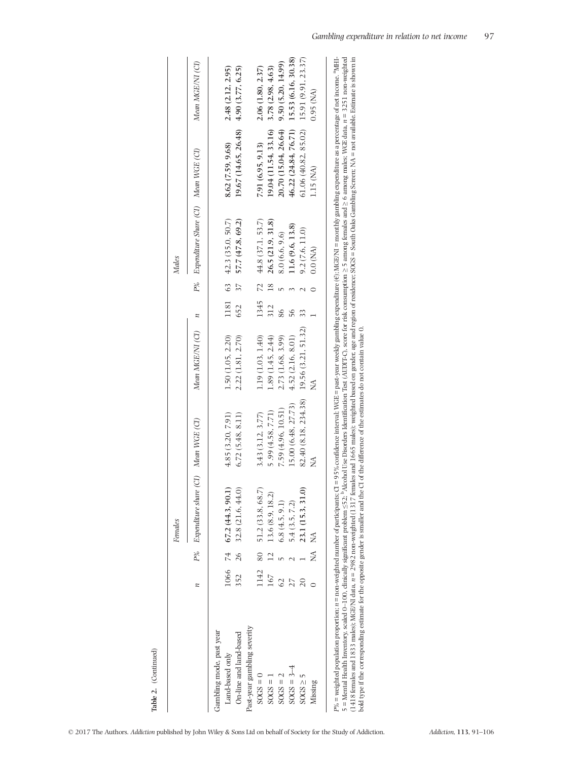**Table 2.** (Continued)

| | Females | | | | | Males | | | | |
|---|---|---|---|---|---|---|---|---|---|---|
| | *n* | *P%* | *Expenditure share (CI)* | *Mean WGE (CI)* | *Mean MGE/NI (CI)* | *n* | *P%* | *Expenditure Share (CI)* | *Mean WGE (CI)* | *Mean MGE/NI (CI)* |
| Gambling mode, past year | | | | | | | | | | |
| Land-based only | 1066 | 74 | **67.2 (44.3, 90.1)** | 4.85 (3.20, 7.91) | 1.50 (1.05, 2.20) | 1181 | 63 | 42.3 (35.0, 50.7) | **8.62 (7.59, 9.68)** | **2.48 (2.12, 2.95)** |
| On-line and land-based | 352 | 26 | 32.8 (21.6, 44.0) | 6.72 (5.48, 8.11) | 2.22 (1.81, 2.70) | 652 | 37 | **57.7 (47.8, 69.2)** | **19.67 (14.65, 26.48)** | **4.90 (3.77, 6.25)** |
| Past-year gambling severity | | | | | | | | | | |
| SOGS = 0 | 1142 | 80 | 51.2 (33.8, 68.7) | 3.43 (3.12, 3.77) | 1.19 (1.03, 1.40) | 1345 | 72 | 44.8 (37.1, 53.7) | **7.91 (6.95, 9.13)** | **2.06 (1.80, 2.37)** |
| SOGS = 1 | 167 | 12 | 13.6 (8.9, 18.2) | 5.99 (4.58, 7.71) | 1.89 (1.45, 2.44) | 312 | 18 | **26.5 (21.9, 31.8)** | **19.04 (11.54, 33.16)** | **3.78 (2.98, 4.63)** |
| SOGS = 2 | 62 | 5 | 6.8 (4.5, 9.1) | 7.59 (4.96, 10.51) | 2.73 (1.68, 3.99) | 86 | 5 | 8.0 (6.6, 9.6) | **20.70 (15.04, 26.64)** | **9.50 (5.20, 14.99)** |
| SOGS = 3–4 | 27 | 2 | 5.4 (3.5, 7.2) | 15.00 (6.48, 27.73) | 4.52 (2.16, 8.01) | 56 | 3 | **11.6 (9.6, 13.8)** | **46.22 (24.84, 76.71)** | **15.53 (6.16, 30.38)** |
| SOGS ≥ 5 | 20 | 1 | **23.1 (15.3, 31.0)** | 82.40 (8.18, 234.38) | 19.56 (3.21, 51.32) | 33 | 2 | 9.2 (7.6, 11.0) | 61.06 (40.82, 85.02) | 15.91 (9.91, 23.37) |
| Missing | 0 | NA | NA | NA | NA | 1 | 0 | 0.0 (NA) | 1.15 (NA) | 0.95 (NA) |

*P%* = weighted population proportion; *n* = non-weighted number of participants; CI = 95% confidence interval; WGE = past-year weekly gambling expenditure (€); MGE/NI = monthly gambling expenditure as a percentage of net income. [a]MHI-5 = Mental Health Inventory, scaled 0–100, clinically significant problem ≤52. [b]Alcohol Use Disorders Identification Test (AUDIT-C), score for risk consumption ≥ 5 among females and ≥ 6 among males; WGE data, *n* = 3251 non-weighted (1418 females and 1833 males); MGE/NI data, *n* = 2982 non-weighted (1317 females and 1665 males); weighted based on gender, age and region of residence; SOGS = South Oaks Gambling Screen; NA = not available. Estimate is shown in bold type if the corresponding estimate for the opposite gender is smaller and the CI of the difference of the estimates do not contain value 0.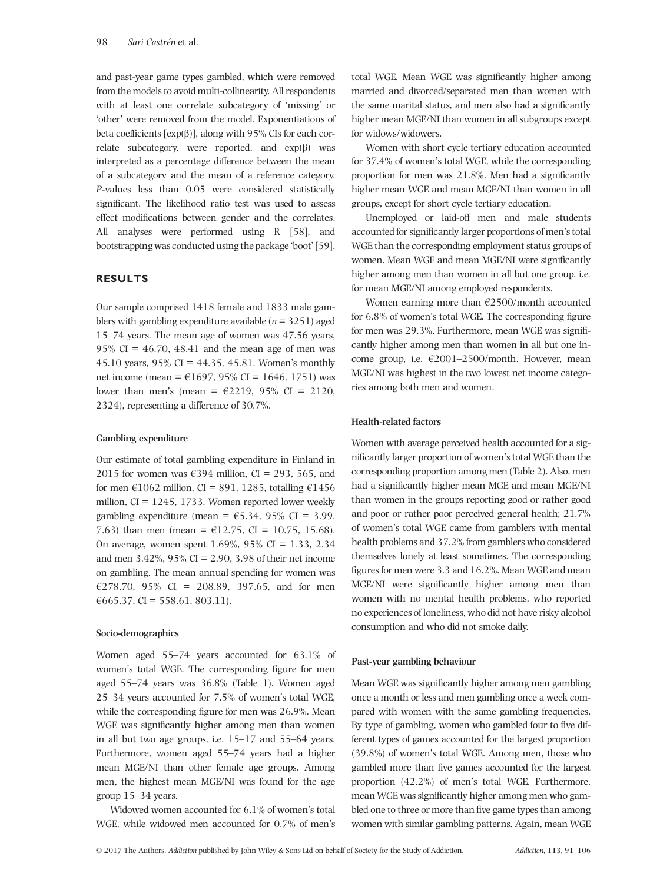and past-year game types gambled, which were removed from the models to avoid multi-collinearity. All respondents with at least one correlate subcategory of 'missing' or 'other' were removed from the model. Exponentiations of beta coefficients [exp(β)], along with 95% CIs for each correlate subcategory, were reported, and exp(β) was interpreted as a percentage difference between the mean of a subcategory and the mean of a reference category. *P*-values less than 0.05 were considered statistically significant. The likelihood ratio test was used to assess effect modifications between gender and the correlates. All analyses were performed using R [58], and bootstrapping was conducted using the package 'boot' [59].

## RESULTS

Our sample comprised 1418 female and 1833 male gamblers with gambling expenditure available ($n = 3251$) aged 15–74 years. The mean age of women was 47.56 years, 95% CI = 46.70, 48.41 and the mean age of men was 45.10 years, 95% CI = 44.35, 45.81. Women's monthly net income (mean = €1697, 95% CI = 1646, 1751) was lower than men's (mean = €2219, 95% CI = 2120, 2324), representing a difference of 30.7%.

### Gambling expenditure

Our estimate of total gambling expenditure in Finland in 2015 for women was €394 million, CI = 293, 565, and for men €1062 million, CI = 891, 1285, totalling €1456 million, CI = 1245, 1733. Women reported lower weekly gambling expenditure (mean = €5.34, 95% CI = 3.99, 7.63) than men (mean = €12.75, CI = 10.75, 15.68). On average, women spent 1.69%, 95% CI = 1.33, 2.34 and men 3.42%, 95% CI = 2.90, 3.98 of their net income on gambling. The mean annual spending for women was €278.70, 95% CI = 208.89, 397.65, and for men €665.37, CI = 558.61, 803.11).

### Socio-demographics

Women aged 55–74 years accounted for 63.1% of women's total WGE. The corresponding figure for men aged 55–74 years was 36.8% (Table 1). Women aged 25–34 years accounted for 7.5% of women's total WGE, while the corresponding figure for men was 26.9%. Mean WGE was significantly higher among men than women in all but two age groups, i.e. 15–17 and 55–64 years. Furthermore, women aged 55–74 years had a higher mean MGE/NI than other female age groups. Among men, the highest mean MGE/NI was found for the age group 15–34 years.

Widowed women accounted for 6.1% of women's total WGE, while widowed men accounted for 0.7% of men's total WGE. Mean WGE was significantly higher among married and divorced/separated men than women with the same marital status, and men also had a significantly higher mean MGE/NI than women in all subgroups except for widows/widowers.

Women with short cycle tertiary education accounted for 37.4% of women's total WGE, while the corresponding proportion for men was 21.8%. Men had a significantly higher mean WGE and mean MGE/NI than women in all groups, except for short cycle tertiary education.

Unemployed or laid-off men and male students accounted for significantly larger proportions of men's total WGE than the corresponding employment status groups of women. Mean WGE and mean MGE/NI were significantly higher among men than women in all but one group, i.e. for mean MGE/NI among employed respondents.

Women earning more than €2500/month accounted for 6.8% of women's total WGE. The corresponding figure for men was 29.3%. Furthermore, mean WGE was significantly higher among men than women in all but one income group, i.e. €2001–2500/month. However, mean MGE/NI was highest in the two lowest net income categories among both men and women.

### Health-related factors

Women with average perceived health accounted for a significantly larger proportion of women's total WGE than the corresponding proportion among men (Table 2). Also, men had a significantly higher mean MGE and mean MGE/NI than women in the groups reporting good or rather good and poor or rather poor perceived general health; 21.7% of women's total WGE came from gamblers with mental health problems and 37.2% from gamblers who considered themselves lonely at least sometimes. The corresponding figures for men were 3.3 and 16.2%. Mean WGE and mean MGE/NI were significantly higher among men than women with no mental health problems, who reported no experiences of loneliness, who did not have risky alcohol consumption and who did not smoke daily.

### Past-year gambling behaviour

Mean WGE was significantly higher among men gambling once a month or less and men gambling once a week compared with women with the same gambling frequencies. By type of gambling, women who gambled four to five different types of games accounted for the largest proportion (39.8%) of women's total WGE. Among men, those who gambled more than five games accounted for the largest proportion (42.2%) of men's total WGE. Furthermore, mean WGE was significantly higher among men who gambled one to three or more than five game types than among women with similar gambling patterns. Again, mean WGE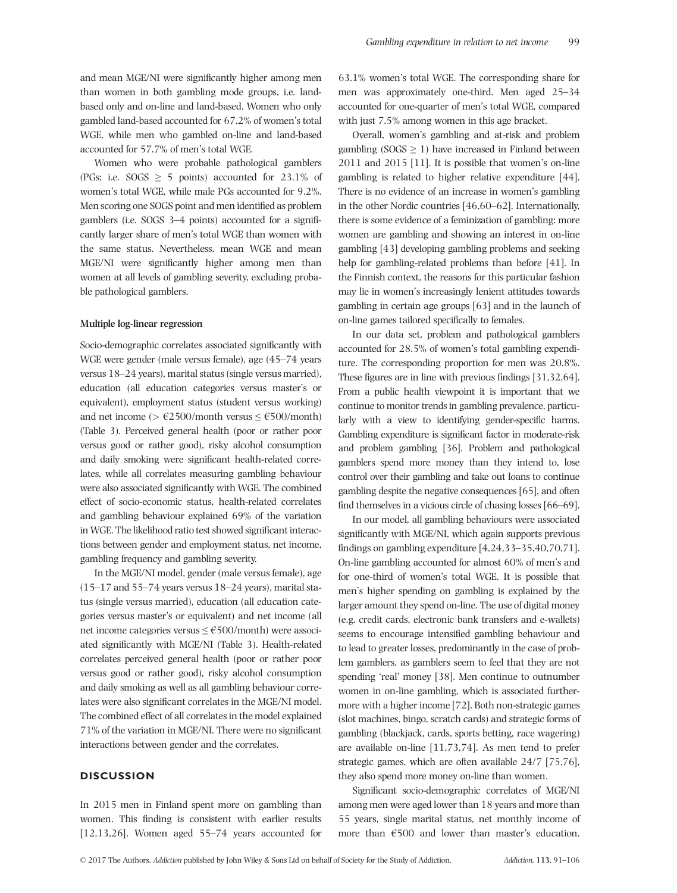and mean MGE/NI were significantly higher among men than women in both gambling mode groups, i.e. land-based only and on-line and land-based. Women who only gambled land-based accounted for 67.2% of women's total WGE, while men who gambled on-line and land-based accounted for 57.7% of men's total WGE.

Women who were probable pathological gamblers (PGs; i.e. SOGS $\geq$ 5 points) accounted for 23.1% of women's total WGE, while male PGs accounted for 9.2%. Men scoring one SOGS point and men identified as problem gamblers (i.e. SOGS 3–4 points) accounted for a significantly larger share of men's total WGE than women with the same status. Nevertheless, mean WGE and mean MGE/NI were significantly higher among men than women at all levels of gambling severity, excluding probable pathological gamblers.

### Multiple log-linear regression

Socio-demographic correlates associated significantly with WGE were gender (male versus female), age (45–74 years versus 18–24 years), marital status (single versus married), education (all education categories versus master's or equivalent), employment status (student versus working) and net income (> €2500/month versus ≤ €500/month) (Table 3). Perceived general health (poor or rather poor versus good or rather good), risky alcohol consumption and daily smoking were significant health-related correlates, while all correlates measuring gambling behaviour were also associated significantly with WGE. The combined effect of socio-economic status, health-related correlates and gambling behaviour explained 69% of the variation in WGE. The likelihood ratio test showed significant interactions between gender and employment status, net income, gambling frequency and gambling severity.

In the MGE/NI model, gender (male versus female), age (15–17 and 55–74 years versus 18–24 years), marital status (single versus married), education (all education categories versus master's or equivalent) and net income (all net income categories versus ≤ €500/month) were associated significantly with MGE/NI (Table 3). Health-related correlates perceived general health (poor or rather poor versus good or rather good), risky alcohol consumption and daily smoking as well as all gambling behaviour correlates were also significant correlates in the MGE/NI model. The combined effect of all correlates in the model explained 71% of the variation in MGE/NI. There were no significant interactions between gender and the correlates.

## DISCUSSION

In 2015 men in Finland spent more on gambling than women. This finding is consistent with earlier results [12,13,26]. Women aged 55–74 years accounted for 63.1% women's total WGE. The corresponding share for men was approximately one-third. Men aged 25–34 accounted for one-quarter of men's total WGE, compared with just 7.5% among women in this age bracket.

Overall, women's gambling and at-risk and problem gambling (SOGS $\geq$ 1) have increased in Finland between 2011 and 2015 [11]. It is possible that women's on-line gambling is related to higher relative expenditure [44]. There is no evidence of an increase in women's gambling in the other Nordic countries [46,60–62]. Internationally, there is some evidence of a feminization of gambling: more women are gambling and showing an interest in on-line gambling [43] developing gambling problems and seeking help for gambling-related problems than before [41]. In the Finnish context, the reasons for this particular fashion may lie in women's increasingly lenient attitudes towards gambling in certain age groups [63] and in the launch of on-line games tailored specifically to females.

In our data set, problem and pathological gamblers accounted for 28.5% of women's total gambling expenditure. The corresponding proportion for men was 20.8%. These figures are in line with previous findings [31,32,64]. From a public health viewpoint it is important that we continue to monitor trends in gambling prevalence, particularly with a view to identifying gender-specific harms. Gambling expenditure is significant factor in moderate-risk and problem gambling [36]. Problem and pathological gamblers spend more money than they intend to, lose control over their gambling and take out loans to continue gambling despite the negative consequences [65], and often find themselves in a vicious circle of chasing losses [66–69].

In our model, all gambling behaviours were associated significantly with MGE/NI, which again supports previous findings on gambling expenditure [4,24,33–35,40,70,71]. On-line gambling accounted for almost 60% of men's and for one-third of women's total WGE. It is possible that men's higher spending on gambling is explained by the larger amount they spend on-line. The use of digital money (e.g. credit cards, electronic bank transfers and e-wallets) seems to encourage intensified gambling behaviour and to lead to greater losses, predominantly in the case of problem gamblers, as gamblers seem to feel that they are not spending 'real' money [38]. Men continue to outnumber women in on-line gambling, which is associated furthermore with a higher income [72]. Both non-strategic games (slot machines, bingo, scratch cards) and strategic forms of gambling (blackjack, cards, sports betting, race wagering) are available on-line [11,73,74]. As men tend to prefer strategic games, which are often available 24/7 [75,76], they also spend more money on-line than women.

Significant socio-demographic correlates of MGE/NI among men were aged lower than 18 years and more than 55 years, single marital status, net monthly income of more than €500 and lower than master's education.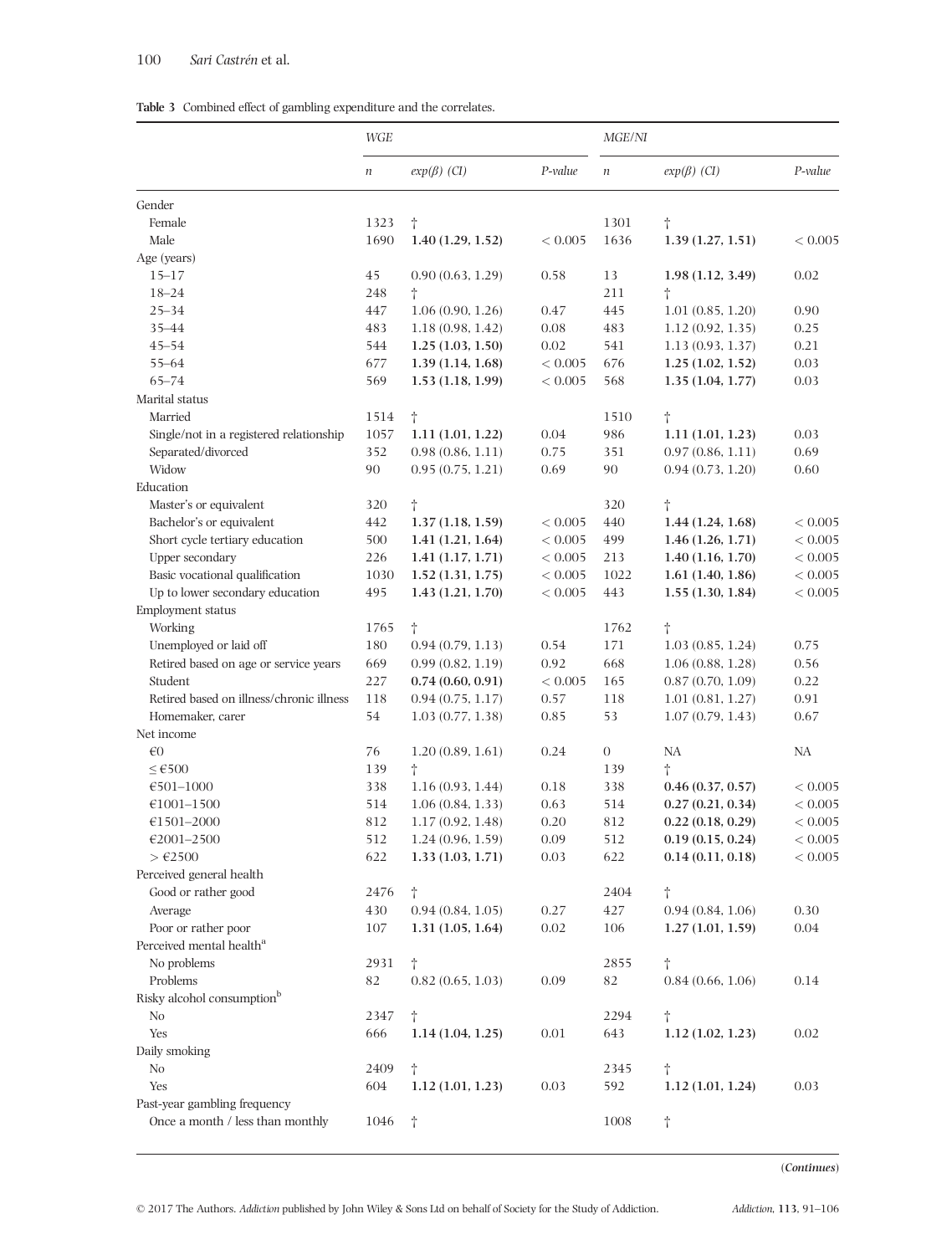**Table 3** Combined effect of gambling expenditure and the correlates.

| | *WGE* | | | *MGE/NI* | | |
|---|---|---|---|---|---|---|
| | *n* | *exp(β) (CI)* | *P-value* | *n* | *exp(β) (CI)* | *P-value* |
| Gender | | | | | | |
| Female | 1323 | † | | 1301 | † | |
| Male | 1690 | **1.40 (1.29, 1.52)** | < 0.005 | 1636 | **1.39 (1.27, 1.51)** | < 0.005 |
| Age (years) | | | | | | |
| 15–17 | 45 | 0.90 (0.63, 1.29) | 0.58 | 13 | **1.98 (1.12, 3.49)** | 0.02 |
| 18–24 | 248 | † | | 211 | † | |
| 25–34 | 447 | 1.06 (0.90, 1.26) | 0.47 | 445 | 1.01 (0.85, 1.20) | 0.90 |
| 35–44 | 483 | 1.18 (0.98, 1.42) | 0.08 | 483 | 1.12 (0.92, 1.35) | 0.25 |
| 45–54 | 544 | **1.25 (1.03, 1.50)** | 0.02 | 541 | 1.13 (0.93, 1.37) | 0.21 |
| 55–64 | 677 | **1.39 (1.14, 1.68)** | < 0.005 | 676 | **1.25 (1.02, 1.52)** | 0.03 |
| 65–74 | 569 | **1.53 (1.18, 1.99)** | < 0.005 | 568 | **1.35 (1.04, 1.77)** | 0.03 |
| Marital status | | | | | | |
| Married | 1514 | † | | 1510 | † | |
| Single/not in a registered relationship | 1057 | **1.11 (1.01, 1.22)** | 0.04 | 986 | **1.11 (1.01, 1.23)** | 0.03 |
| Separated/divorced | 352 | 0.98 (0.86, 1.11) | 0.75 | 351 | 0.97 (0.86, 1.11) | 0.69 |
| Widow | 90 | 0.95 (0.75, 1.21) | 0.69 | 90 | 0.94 (0.73, 1.20) | 0.60 |
| Education | | | | | | |
| Master's or equivalent | 320 | † | | 320 | † | |
| Bachelor's or equivalent | 442 | **1.37 (1.18, 1.59)** | < 0.005 | 440 | **1.44 (1.24, 1.68)** | < 0.005 |
| Short cycle tertiary education | 500 | **1.41 (1.21, 1.64)** | < 0.005 | 499 | **1.46 (1.26, 1.71)** | < 0.005 |
| Upper secondary | 226 | **1.41 (1.17, 1.71)** | < 0.005 | 213 | **1.40 (1.16, 1.70)** | < 0.005 |
| Basic vocational qualification | 1030 | **1.52 (1.31, 1.75)** | < 0.005 | 1022 | **1.61 (1.40, 1.86)** | < 0.005 |
| Up to lower secondary education | 495 | **1.43 (1.21, 1.70)** | < 0.005 | 443 | **1.55 (1.30, 1.84)** | < 0.005 |
| Employment status | | | | | | |
| Working | 1765 | † | | 1762 | † | |
| Unemployed or laid off | 180 | 0.94 (0.79, 1.13) | 0.54 | 171 | 1.03 (0.85, 1.24) | 0.75 |
| Retired based on age or service years | 669 | 0.99 (0.82, 1.19) | 0.92 | 668 | 1.06 (0.88, 1.28) | 0.56 |
| Student | 227 | **0.74 (0.60, 0.91)** | < 0.005 | 165 | 0.87 (0.70, 1.09) | 0.22 |
| Retired based on illness/chronic illness | 118 | 0.94 (0.75, 1.17) | 0.57 | 118 | 1.01 (0.81, 1.27) | 0.91 |
| Homemaker, carer | 54 | 1.03 (0.77, 1.38) | 0.85 | 53 | 1.07 (0.79, 1.43) | 0.67 |
| Net income | | | | | | |
| €0 | 76 | 1.20 (0.89, 1.61) | 0.24 | 0 | NA | NA |
| ≤ €500 | 139 | † | | 139 | † | |
| €501–1000 | 338 | 1.16 (0.93, 1.44) | 0.18 | 338 | **0.46 (0.37, 0.57)** | < 0.005 |
| €1001–1500 | 514 | 1.06 (0.84, 1.33) | 0.63 | 514 | **0.27 (0.21, 0.34)** | < 0.005 |
| €1501–2000 | 812 | 1.17 (0.92, 1.48) | 0.20 | 812 | **0.22 (0.18, 0.29)** | < 0.005 |
| €2001–2500 | 512 | 1.24 (0.96, 1.59) | 0.09 | 512 | **0.19 (0.15, 0.24)** | < 0.005 |
| > €2500 | 622 | **1.33 (1.03, 1.71)** | 0.03 | 622 | **0.14 (0.11, 0.18)** | < 0.005 |
| Perceived general health | | | | | | |
| Good or rather good | 2476 | † | | 2404 | † | |
| Average | 430 | 0.94 (0.84, 1.05) | 0.27 | 427 | 0.94 (0.84, 1.06) | 0.30 |
| Poor or rather poor | 107 | **1.31 (1.05, 1.64)** | 0.02 | 106 | **1.27 (1.01, 1.59)** | 0.04 |
| Perceived mental health[a] | | | | | | |
| No problems | 2931 | † | | 2855 | † | |
| Problems | 82 | 0.82 (0.65, 1.03) | 0.09 | 82 | 0.84 (0.66, 1.06) | 0.14 |
| Risky alcohol consumption[b] | | | | | | |
| No | 2347 | † | | 2294 | † | |
| Yes | 666 | **1.14 (1.04, 1.25)** | 0.01 | 643 | **1.12 (1.02, 1.23)** | 0.02 |
| Daily smoking | | | | | | |
| No | 2409 | † | | 2345 | † | |
| Yes | 604 | **1.12 (1.01, 1.23)** | 0.03 | 592 | **1.12 (1.01, 1.24)** | 0.03 |
| Past-year gambling frequency | | | | | | |
| Once a month / less than monthly | 1046 | † | | 1008 | † | |

(*Continues*)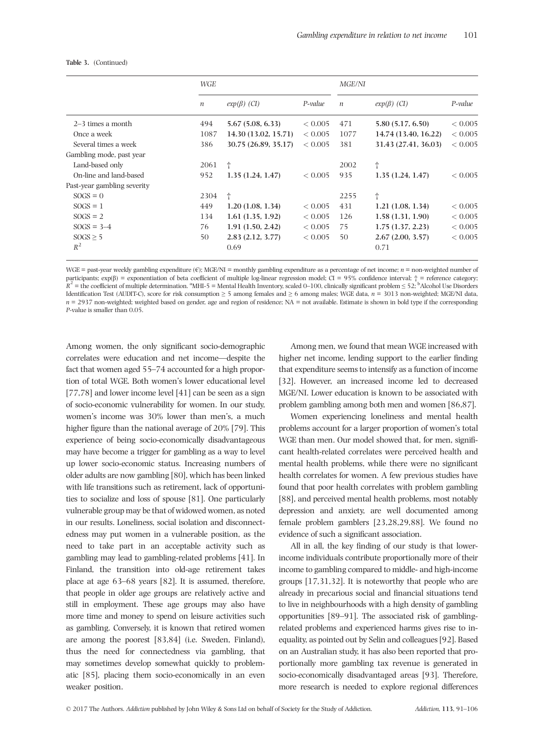**Table 3.** (Continued)

| | WGE | | | MGE/NI | | |
|---|---|---|---|---|---|---|
| | *n* | *exp(β) (CI)* | *P-value* | *n* | *exp(β) (CI)* | *P-value* |
| 2–3 times a month | 494 | **5.67 (5.08, 6.33)** | < 0.005 | 471 | **5.80 (5.17, 6.50)** | < 0.005 |
| Once a week | 1087 | **14.30 (13.02, 15.71)** | < 0.005 | 1077 | **14.74 (13.40, 16.22)** | < 0.005 |
| Several times a week | 386 | **30.75 (26.89, 35.17)** | < 0.005 | 381 | **31.43 (27.41, 36.03)** | < 0.005 |
| Gambling mode, past year | | | | | | |
| Land-based only | 2061 | † | | 2002 | † | |
| On-line and land-based | 952 | **1.35 (1.24, 1.47)** | < 0.005 | 935 | **1.35 (1.24, 1.47)** | < 0.005 |
| Past-year gambling severity | | | | | | |
| SOGS = 0 | 2304 | † | | 2255 | † | |
| SOGS = 1 | 449 | **1.20 (1.08, 1.34)** | < 0.005 | 431 | **1.21 (1.08, 1.34)** | < 0.005 |
| SOGS = 2 | 134 | **1.61 (1.35, 1.92)** | < 0.005 | 126 | **1.58 (1.31, 1.90)** | < 0.005 |
| SOGS = 3–4 | 76 | **1.91 (1.50, 2.42)** | < 0.005 | 75 | **1.75 (1.37, 2.23)** | < 0.005 |
| SOGS ≥ 5 | 50 | **2.83 (2.12, 3.77)** | < 0.005 | 50 | **2.67 (2.00, 3.57)** | < 0.005 |
| $R^2$ | | 0.69 | | | 0.71 | |

WGE = past-year weekly gambling expenditure (€); MGE/NI = monthly gambling expenditure as a percentage of net income; *n* = non-weighted number of participants; exp(β) = exponentiation of beta coefficient of multiple log-linear regression model; CI = 95% confidence interval; † = reference category; $R^2$ = the coefficient of multiple determination. [a]MHI-5 = Mental Health Inventory, scaled 0–100, clinically significant problem ≤ 52; [b]Alcohol Use Disorders Identification Test (AUDIT-C), score for risk consumption ≥ 5 among females and ≥ 6 among males; WGE data, *n* = 3013 non-weighted; MGE/NI data, *n* = 2937 non-weighted; weighted based on gender, age and region of residence; NA = not available. Estimate is shown in bold type if the corresponding *P*-value is smaller than 0.05.

Among women, the only significant socio-demographic correlates were education and net income—despite the fact that women aged 55–74 accounted for a high proportion of total WGE. Both women's lower educational level [77,78] and lower income level [41] can be seen as a sign of socio-economic vulnerability for women. In our study, women's income was 30% lower than men's, a much higher figure than the national average of 20% [79]. This experience of being socio-economically disadvantageous may have become a trigger for gambling as a way to level up lower socio-economic status. Increasing numbers of older adults are now gambling [80], which has been linked with life transitions such as retirement, lack of opportunities to socialize and loss of spouse [81]. One particularly vulnerable group may be that of widowed women, as noted in our results. Loneliness, social isolation and disconnectedness may put women in a vulnerable position, as the need to take part in an acceptable activity such as gambling may lead to gambling-related problems [41]. In Finland, the transition into old-age retirement takes place at age 63–68 years [82]. It is assumed, therefore, that people in older age groups are relatively active and still in employment. These age groups may also have more time and money to spend on leisure activities such as gambling. Conversely, it is known that retired women are among the poorest [83,84] (i.e. Sweden, Finland), thus the need for connectedness via gambling, that may sometimes develop somewhat quickly to problematic [85], placing them socio-economically in an even weaker position.

Among men, we found that mean WGE increased with higher net income, lending support to the earlier finding that expenditure seems to intensify as a function of income [32]. However, an increased income led to decreased MGE/NI. Lower education is known to be associated with problem gambling among both men and women [86,87].

Women experiencing loneliness and mental health problems account for a larger proportion of women's total WGE than men. Our model showed that, for men, significant health-related correlates were perceived health and mental health problems, while there were no significant health correlates for women. A few previous studies have found that poor health correlates with problem gambling [88], and perceived mental health problems, most notably depression and anxiety, are well documented among female problem gamblers [23,28,29,88]. We found no evidence of such a significant association.

All in all, the key finding of our study is that lower-income individuals contribute proportionally more of their income to gambling compared to middle- and high-income groups [17,31,32]. It is noteworthy that people who are already in precarious social and financial situations tend to live in neighbourhoods with a high density of gambling opportunities [89–91]. The associated risk of gambling-related problems and experienced harms gives rise to inequality, as pointed out by Selin and colleagues [92]. Based on an Australian study, it has also been reported that proportionally more gambling tax revenue is generated in socio-economically disadvantaged areas [93]. Therefore, more research is needed to explore regional differences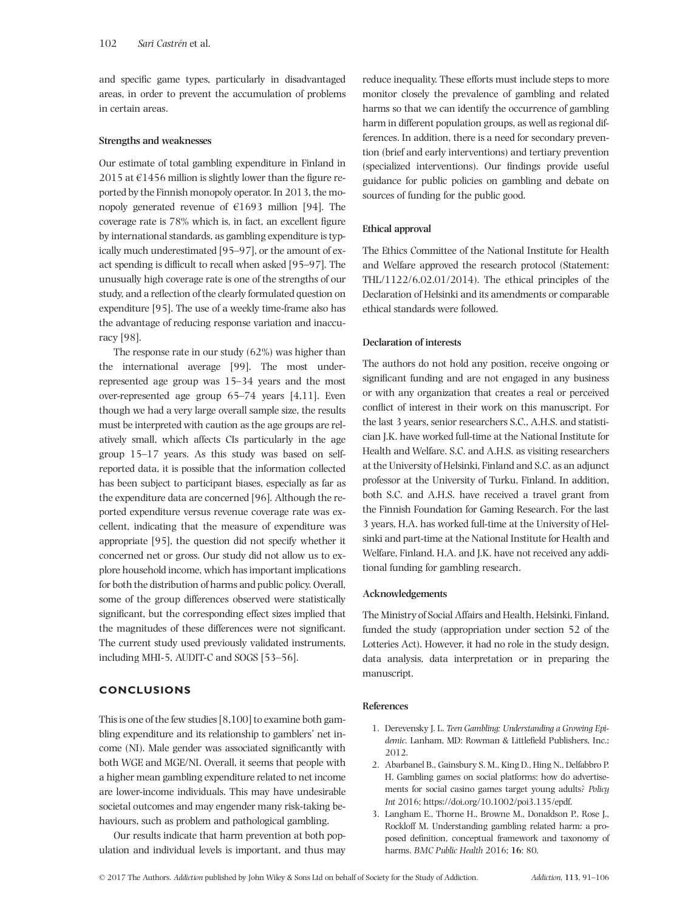and specific game types, particularly in disadvantaged areas, in order to prevent the accumulation of problems in certain areas.

### Strengths and weaknesses

Our estimate of total gambling expenditure in Finland in 2015 at €1456 million is slightly lower than the figure reported by the Finnish monopoly operator. In 2013, the monopoly generated revenue of €1693 million [94]. The coverage rate is 78% which is, in fact, an excellent figure by international standards, as gambling expenditure is typically much underestimated [95–97], or the amount of exact spending is difficult to recall when asked [95–97]. The unusually high coverage rate is one of the strengths of our study, and a reflection of the clearly formulated question on expenditure [95]. The use of a weekly time-frame also has the advantage of reducing response variation and inaccuracy [98].

The response rate in our study (62%) was higher than the international average [99]. The most under-represented age group was 15–34 years and the most over-represented age group 65–74 years [4,11]. Even though we had a very large overall sample size, the results must be interpreted with caution as the age groups are relatively small, which affects CIs particularly in the age group 15–17 years. As this study was based on self-reported data, it is possible that the information collected has been subject to participant biases, especially as far as the expenditure data are concerned [96]. Although the reported expenditure versus revenue coverage rate was excellent, indicating that the measure of expenditure was appropriate [95], the question did not specify whether it concerned net or gross. Our study did not allow us to explore household income, which has important implications for both the distribution of harms and public policy. Overall, some of the group differences observed were statistically significant, but the corresponding effect sizes implied that the magnitudes of these differences were not significant. The current study used previously validated instruments, including MHI-5, AUDIT-C and SOGS [53–56].

## CONCLUSIONS

This is one of the few studies [8,100] to examine both gambling expenditure and its relationship to gamblers' net income (NI). Male gender was associated significantly with both WGE and MGE/NI. Overall, it seems that people with a higher mean gambling expenditure related to net income are lower-income individuals. This may have undesirable societal outcomes and may engender many risk-taking behaviours, such as problem and pathological gambling.

Our results indicate that harm prevention at both population and individual levels is important, and thus may reduce inequality. These efforts must include steps to more monitor closely the prevalence of gambling and related harms so that we can identify the occurrence of gambling harm in different population groups, as well as regional differences. In addition, there is a need for secondary prevention (brief and early interventions) and tertiary prevention (specialized interventions). Our findings provide useful guidance for public policies on gambling and debate on sources of funding for the public good.

### Ethical approval

The Ethics Committee of the National Institute for Health and Welfare approved the research protocol (Statement: THL/1122/6.02.01/2014). The ethical principles of the Declaration of Helsinki and its amendments or comparable ethical standards were followed.

### Declaration of interests

The authors do not hold any position, receive ongoing or significant funding and are not engaged in any business or with any organization that creates a real or perceived conflict of interest in their work on this manuscript. For the last 3 years, senior researchers S.C., A.H.S. and statistician J.K. have worked full-time at the National Institute for Health and Welfare. S.C. and A.H.S. as visiting researchers at the University of Helsinki, Finland and S.C. as an adjunct professor at the University of Turku, Finland. In addition, both S.C. and A.H.S. have received a travel grant from the Finnish Foundation for Gaming Research. For the last 3 years, H.A. has worked full-time at the University of Helsinki and part-time at the National Institute for Health and Welfare, Finland. H.A. and J.K. have not received any additional funding for gambling research.

### Acknowledgements

The Ministry of Social Affairs and Health, Helsinki, Finland, funded the study (appropriation under section 52 of the Lotteries Act). However, it had no role in the study design, data analysis, data interpretation or in preparing the manuscript.

### References

1. Derevensky J. L. *Teen Gambling: Understanding a Growing Epidemic*. Lanham, MD: Rowman & Littlefield Publishers, Inc.; 2012.
2. Abarbanel B., Gainsbury S. M., King D., Hing N., Delfabbro P. H. Gambling games on social platforms: how do advertisements for social casino games target young adults? *Policy Int* 2016; https://doi.org/10.1002/poi3.135/epdf.
3. Langham E., Thorne H., Browne M., Donaldson P., Rose J., Rockloff M. Understanding gambling related harm: a proposed definition, conceptual framework and taxonomy of harms. *BMC Public Health* 2016; **16**: 80.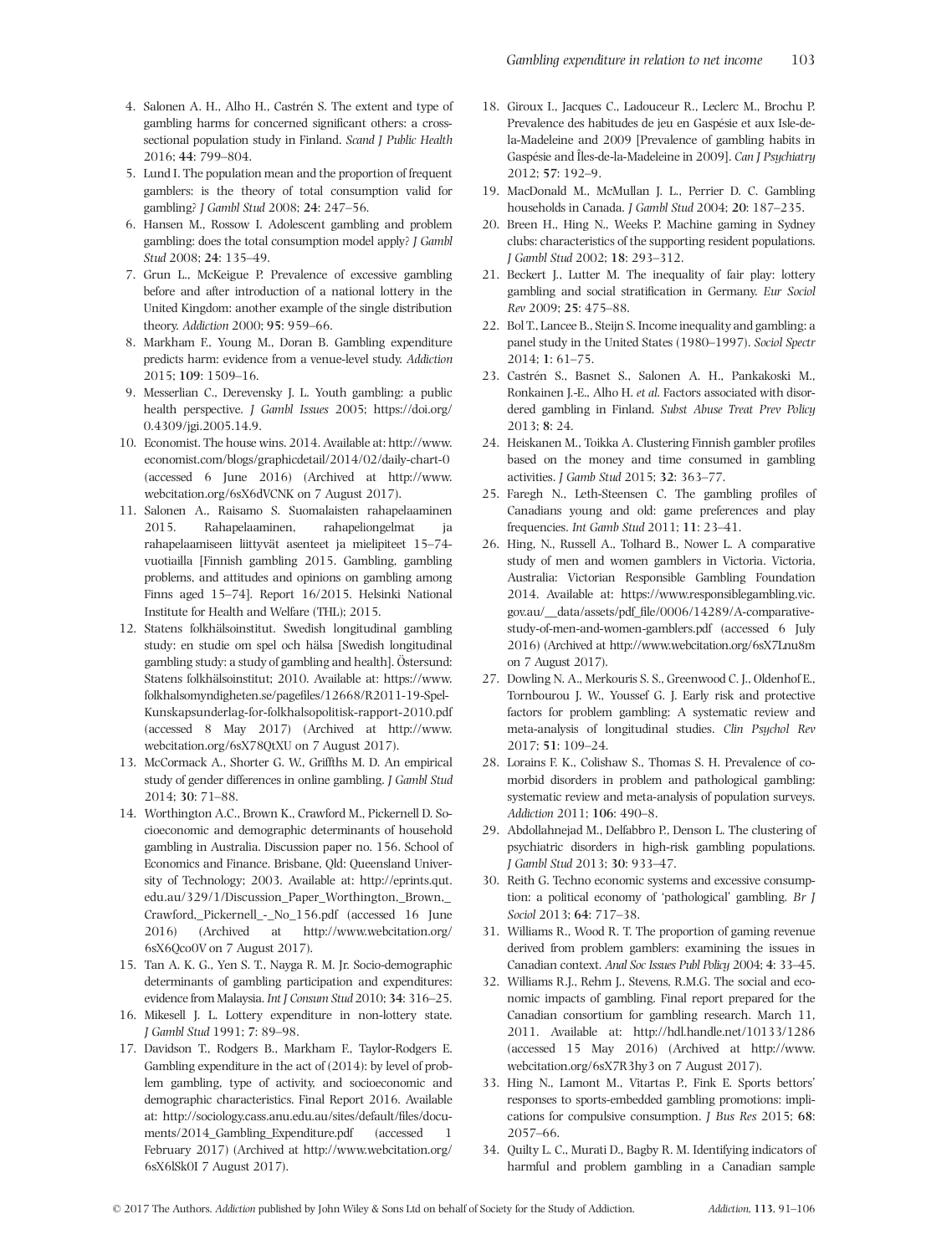4. Salonen A. H., Alho H., Castrén S. The extent and type of gambling harms for concerned significant others: a cross-sectional population study in Finland. *Scand J Public Health* 2016; **44**: 799–804.
5. Lund I. The population mean and the proportion of frequent gamblers: is the theory of total consumption valid for gambling? *J Gambl Stud* 2008; **24**: 247–56.
6. Hansen M., Rossow I. Adolescent gambling and problem gambling: does the total consumption model apply? *J Gambl Stud* 2008; **24**: 135–49.
7. Grun L., McKeigue P. Prevalence of excessive gambling before and after introduction of a national lottery in the United Kingdom: another example of the single distribution theory. *Addiction* 2000; **95**: 959–66.
8. Markham F., Young M., Doran B. Gambling expenditure predicts harm: evidence from a venue-level study. *Addiction* 2015; **109**: 1509–16.
9. Messerlian C., Derevensky J. L. Youth gambling: a public health perspective. *J Gambl Issues* 2005; https://doi.org/0.4309/jgi.2005.14.9.
10. Economist. The house wins. 2014. Available at: http://www.economist.com/blogs/graphicdetail/2014/02/daily-chart-0 (accessed 6 June 2016) (Archived at http://www.webcitation.org/6sX6dVCNK on 7 August 2017).
11. Salonen A., Raisamo S. Suomalaisten rahapelaaminen 2015. Rahapelaaminen, rahapeliongelmat ja rahapelaamiseen liittyvät asenteet ja mielipiteet 15–74-vuotiailla [Finnish gambling 2015. Gambling, gambling problems, and attitudes and opinions on gambling among Finns aged 15–74]. Report 16/2015. Helsinki National Institute for Health and Welfare (THL); 2015.
12. Statens folkhälsoinstitut. Swedish longitudinal gambling study: en studie om spel och hälsa [Swedish longitudinal gambling study: a study of gambling and health]. Östersund: Statens folkhälsoinstitut; 2010. Available at: https://www.folkhalsomyndigheten.se/pagefiles/12668/R2011-19-Spel-Kunskapsunderlag-for-folkhalsopolitisk-rapport-2010.pdf (accessed 8 May 2017) (Archived at http://www.webcitation.org/6sX78QtXU on 7 August 2017).
13. McCormack A., Shorter G. W., Griffths M. D. An empirical study of gender differences in online gambling. *J Gambl Stud* 2014; **30**: 71–88.
14. Worthington A.C., Brown K., Crawford M., Pickernell D. Socioeconomic and demographic determinants of household gambling in Australia. Discussion paper no. 156. School of Economics and Finance. Brisbane, Qld: Queensland University of Technology; 2003. Available at: http://eprints.qut.edu.au/329/1/Discussion_Paper_Worthington,_Brown,_Crawford,_Pickernell_-_No_156.pdf (accessed 16 June 2016) (Archived at http://www.webcitation.org/6sX6Qco0V on 7 August 2017).
15. Tan A. K. G., Yen S. T., Nayga R. M. Jr. Socio-demographic determinants of gambling participation and expenditures: evidence from Malaysia. *Int J Consum Stud* 2010; **34**: 316–25.
16. Mikesell J. L. Lottery expenditure in non-lottery state. *J Gambl Stud* 1991; **7**: 89–98.
17. Davidson T., Rodgers B., Markham F., Taylor-Rodgers E. Gambling expenditure in the act of (2014): by level of problem gambling, type of activity, and socioeconomic and demographic characteristics. Final Report 2016. Available at: http://sociology.cass.anu.edu.au/sites/default/files/documents/2014_Gambling_Expenditure.pdf (accessed 1 February 2017) (Archived at http://www.webcitation.org/6sX6lSk0I 7 August 2017).
18. Giroux I., Jacques C., Ladouceur R., Leclerc M., Brochu P. Prevalence des habitudes de jeu en Gaspésie et aux Isle-de-la-Madeleine and 2009 [Prevalence of gambling habits in Gaspésie and Îles-de-la-Madeleine in 2009]. *Can J Psychiatry* 2012; **57**: 192–9.
19. MacDonald M., McMullan J. L., Perrier D. C. Gambling households in Canada. *J Gambl Stud* 2004; **20**: 187–235.
20. Breen H., Hing N., Weeks P. Machine gaming in Sydney clubs: characteristics of the supporting resident populations. *J Gambl Stud* 2002; **18**: 293–312.
21. Beckert J., Lutter M. The inequality of fair play: lottery gambling and social stratification in Germany. *Eur Sociol Rev* 2009; **25**: 475–88.
22. Bol T., Lancee B., Steijn S. Income inequality and gambling: a panel study in the United States (1980–1997). *Sociol Spectr* 2014; **1**: 61–75.
23. Castrén S., Basnet S., Salonen A. H., Pankakoski M., Ronkainen J.-E., Alho H. *et al.* Factors associated with disordered gambling in Finland. *Subst Abuse Treat Prev Policy* 2013; **8**: 24.
24. Heiskanen M., Toikka A. Clustering Finnish gambler profiles based on the money and time consumed in gambling activities. *J Gamb Stud* 2015; **32**: 363–77.
25. Faregh N., Leth-Steensen C. The gambling profiles of Canadians young and old: game preferences and play frequencies. *Int Gamb Stud* 2011; **11**: 23–41.
26. Hing, N., Russell A., Tolhard B., Nower L. A comparative study of men and women gamblers in Victoria. Victoria, Australia: Victorian Responsible Gambling Foundation 2014. Available at: https://www.responsiblegambling.vic.gov.au/__data/assets/pdf_file/0006/14289/A-comparative-study-of-men-and-women-gamblers.pdf (accessed 6 July 2016) (Archived at http://www.webcitation.org/6sX7Lnu8m on 7 August 2017).
27. Dowling N. A., Merkouris S. S., Greenwood C. J., Oldenhof E., Tornbourou J. W., Youssef G. J. Early risk and protective factors for problem gambling: A systematic review and meta-analysis of longitudinal studies. *Clin Psychol Rev* 2017; **51**: 109–24.
28. Lorains F. K., Colishaw S., Thomas S. H. Prevalence of comorbid disorders in problem and pathological gambling: systematic review and meta-analysis of population surveys. *Addiction* 2011; **106**: 490–8.
29. Abdollahnejad M., Delfabbro P., Denson L. The clustering of psychiatric disorders in high-risk gambling populations. *J Gambl Stud* 2013; **30**: 933–47.
30. Reith G. Techno economic systems and excessive consumption: a political economy of 'pathological' gambling. *Br J Sociol* 2013; **64**: 717–38.
31. Williams R., Wood R. T. The proportion of gaming revenue derived from problem gamblers: examining the issues in Canadian context. *Anal Soc Issues Publ Policy* 2004; **4**: 33–45.
32. Williams R.J., Rehm J., Stevens, R.M.G. The social and economic impacts of gambling. Final report prepared for the Canadian consortium for gambling research. March 11, 2011. Available at: http://hdl.handle.net/10133/1286 (accessed 15 May 2016) (Archived at http://www.webcitation.org/6sX7R3hy3 on 7 August 2017).
33. Hing N., Lamont M., Vitartas P., Fink E. Sports bettors' responses to sports-embedded gambling promotions: implications for compulsive consumption. *J Bus Res* 2015; **68**: 2057–66.
34. Quilty L. C., Murati D., Bagby R. M. Identifying indicators of harmful and problem gambling in a Canadian sample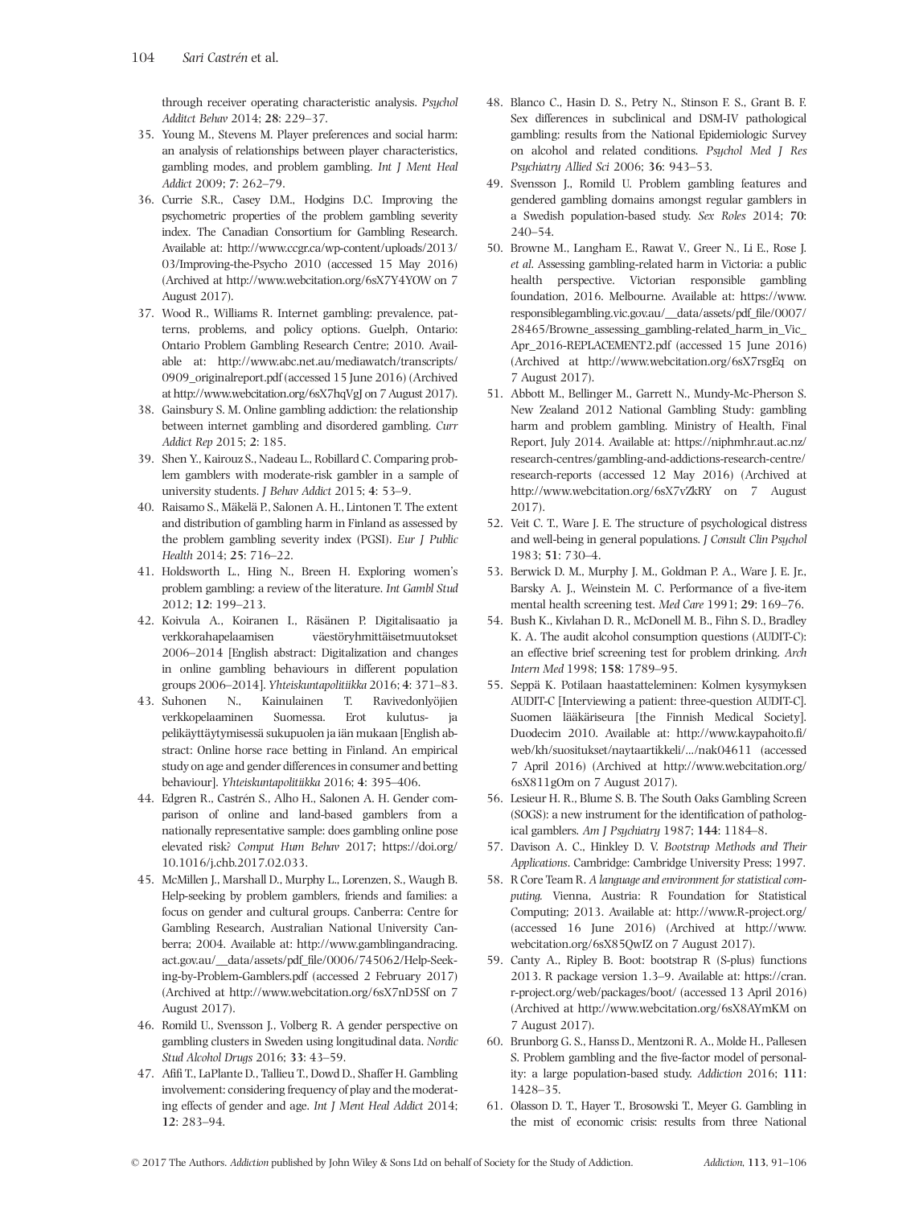through receiver operating characteristic analysis. *Psychol Addictc Behav* 2014; **28**: 229–37.

35. Young M., Stevens M. Player preferences and social harm: an analysis of relationships between player characteristics, gambling modes, and problem gambling. *Int J Ment Heal Addict* 2009; **7**: 262–79.
36. Currie S.R., Casey D.M., Hodgins D.C. Improving the psychometric properties of the problem gambling severity index. The Canadian Consortium for Gambling Research. Available at: http://www.ccgr.ca/wp-content/uploads/2013/03/Improving-the-Psycho 2010 (accessed 15 May 2016) (Archived at http://www.webcitation.org/6sX7Y4YOW on 7 August 2017).
37. Wood R., Williams R. Internet gambling: prevalence, patterns, problems, and policy options. Guelph, Ontario: Ontario Problem Gambling Research Centre; 2010. Available at: http://www.abc.net.au/mediawatch/transcripts/0909_originalreport.pdf (accessed 15 June 2016) (Archived at http://www.webcitation.org/6sX7hqVgJ on 7 August 2017).
38. Gainsbury S. M. Online gambling addiction: the relationship between internet gambling and disordered gambling. *Curr Addict Rep* 2015; **2**: 185.
39. Shen Y., Kairouz S., Nadeau L., Robillard C. Comparing problem gamblers with moderate-risk gambler in a sample of university students. *J Behav Addict* 2015; **4**: 53–9.
40. Raisamo S., Mäkelä P., Salonen A. H., Lintonen T. The extent and distribution of gambling harm in Finland as assessed by the problem gambling severity index (PGSI). *Eur J Public Health* 2014; **25**: 716–22.
41. Holdsworth L., Hing N., Breen H. Exploring women's problem gambling: a review of the literature. *Int Gambl Stud* 2012; **12**: 199–213.
42. Koivula A., Koiranen I., Räsänen P. Digitalisaatio ja verkkorahapelaamisen väestöryhmittäisetmuutokset 2006–2014 [English abstract: Digitalization and changes in online gambling behaviours in different population groups 2006–2014]. *Yhteiskuntapolitiikka* 2016; **4**: 371–83.
43. Suhonen N., Kainulainen T. Ravivedonlyöjien verkkopelaaminen Suomessa. Erot kulutus- ja pelikäyttäytymisessä sukupuolen ja iän mukaan [English abstract: Online horse race betting in Finland. An empirical study on age and gender differences in consumer and betting behaviour]. *Yhteiskuntapolitiikka* 2016; **4**: 395–406.
44. Edgren R., Castrén S., Alho H., Salonen A. H. Gender comparison of online and land-based gamblers from a nationally representative sample: does gambling online pose elevated risk? *Comput Hum Behav* 2017; https://doi.org/10.1016/j.chb.2017.02.033.
45. McMillen J., Marshall D., Murphy L., Lorenzen, S., Waugh B. Help-seeking by problem gamblers, friends and families: a focus on gender and cultural groups. Canberra: Centre for Gambling Research, Australian National University Canberra; 2004. Available at: http://www.gamblingandracing.act.gov.au/__data/assets/pdf_file/0006/745062/Help-Seeking-by-Problem-Gamblers.pdf (accessed 2 February 2017) (Archived at http://www.webcitation.org/6sX7nD5Sf on 7 August 2017).
46. Romild U., Svensson J., Volberg R. A gender perspective on gambling clusters in Sweden using longitudinal data. *Nordic Stud Alcohol Drugs* 2016; **33**: 43–59.
47. Afifi T., LaPlante D., Tallieu T., Dowd D., Shaffer H. Gambling involvement: considering frequency of play and the moderating effects of gender and age. *Int J Ment Heal Addict* 2014; **12**: 283–94.
48. Blanco C., Hasin D. S., Petry N., Stinson F. S., Grant B. F. Sex differences in subclinical and DSM-IV pathological gambling: results from the National Epidemiologic Survey on alcohol and related conditions. *Psychol Med J Res Psychiatry Allied Sci* 2006; **36**: 943–53.
49. Svensson J., Romild U. Problem gambling features and gendered gambling domains amongst regular gamblers in a Swedish population-based study. *Sex Roles* 2014; **70**: 240–54.
50. Browne M., Langham E., Rawat V., Greer N., Li E., Rose J. *et al*. Assessing gambling-related harm in Victoria: a public health perspective. Victorian responsible gambling foundation, 2016. Melbourne. Available at: https://www.responsiblegambling.vic.gov.au/__data/assets/pdf_file/0007/28465/Browne_assessing_gambling-related_harm_in_Vic_Apr_2016-REPLACEMENT2.pdf (accessed 15 June 2016) (Archived at http://www.webcitation.org/6sX7rsgEq on 7 August 2017).
51. Abbott M., Bellinger M., Garrett N., Mundy-Mc-Pherson S. New Zealand 2012 National Gambling Study: gambling harm and problem gambling. Ministry of Health, Final Report, July 2014. Available at: https://niphmhr.aut.ac.nz/research-centres/gambling-and-addictions-research-centre/research-reports (accessed 12 May 2016) (Archived at http://www.webcitation.org/6sX7vZkRY on 7 August 2017).
52. Veit C. T., Ware J. E. The structure of psychological distress and well-being in general populations. *J Consult Clin Psychol* 1983; **51**: 730–4.
53. Berwick D. M., Murphy J. M., Goldman P. A., Ware J. E. Jr., Barsky A. J., Weinstein M. C. Performance of a five-item mental health screening test. *Med Care* 1991; **29**: 169–76.
54. Bush K., Kivlahan D. R., McDonell M. B., Fihn S. D., Bradley K. A. The audit alcohol consumption questions (AUDIT-C): an effective brief screening test for problem drinking. *Arch Intern Med* 1998; **158**: 1789–95.
55. Seppä K. Potilaan haastatteleminen: Kolmen kysymyksen AUDIT-C [Interviewing a patient: three-question AUDIT-C]. Suomen lääkäriseura [the Finnish Medical Society]. Duodecim 2010. Available at: http://www.kaypahoito.fi/web/kh/suositukset/naytaartikkeli/.../nak04611 (accessed 7 April 2016) (Archived at http://www.webcitation.org/6sX811gOm on 7 August 2017).
56. Lesieur H. R., Blume S. B. The South Oaks Gambling Screen (SOGS): a new instrument for the identification of pathological gamblers. *Am J Psychiatry* 1987; **144**: 1184–8.
57. Davison A. C., Hinkley D. V. *Bootstrap Methods and Their Applications*. Cambridge: Cambridge University Press; 1997.
58. R Core Team R. *A language and environment for statistical computing*. Vienna, Austria: R Foundation for Statistical Computing; 2013. Available at: http://www.R-project.org/ (accessed 16 June 2016) (Archived at http://www.webcitation.org/6sX85QwIZ on 7 August 2017).
59. Canty A., Ripley B. Boot: bootstrap R (S-plus) functions 2013. R package version 1.3–9. Available at: https://cran.r-project.org/web/packages/boot/ (accessed 13 April 2016) (Archived at http://www.webcitation.org/6sX8AYmKM on 7 August 2017).
60. Brunborg G. S., Hanss D., Mentzoni R. A., Molde H., Pallesen S. Problem gambling and the five-factor model of personality: a large population-based study. *Addiction* 2016; **111**: 1428–35.
61. Olasson D. T., Hayer T., Brosowski T., Meyer G. Gambling in the mist of economic crisis: results from three National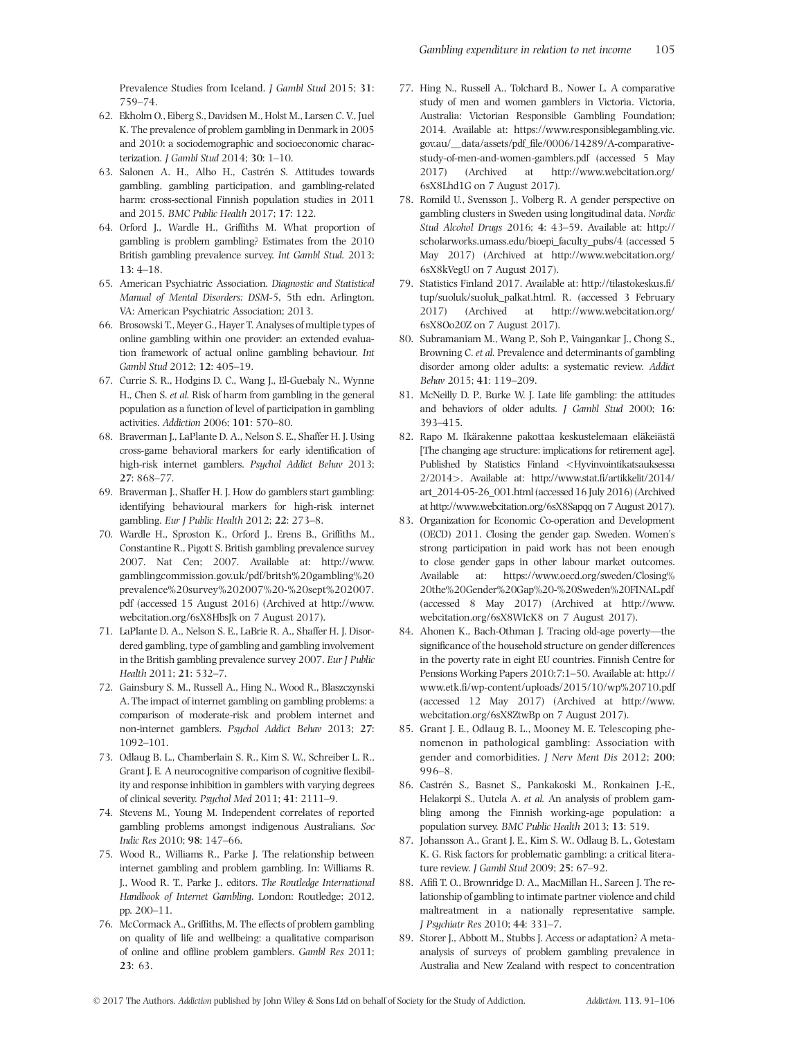Prevalence Studies from Iceland. *J Gambl Stud* 2015; **31**: 759–74.

62. Ekholm O., Eiberg S., Davidsen M., Holst M., Larsen C. V., Juel K. The prevalence of problem gambling in Denmark in 2005 and 2010: a sociodemographic and socioeconomic characterization. *J Gambl Stud* 2014; **30**: 1–10.
63. Salonen A. H., Alho H., Castrén S. Attitudes towards gambling, gambling participation, and gambling-related harm: cross-sectional Finnish population studies in 2011 and 2015. *BMC Public Health* 2017; **17**: 122.
64. Orford J., Wardle H., Griffiths M. What proportion of gambling is problem gambling? Estimates from the 2010 British gambling prevalence survey. *Int Gambl Stud.* 2013; **13**: 4–18.
65. American Psychiatric Association. *Diagnostic and Statistical Manual of Mental Disorders: DSM-5*, 5th edn. Arlington, VA: American Psychiatric Association; 2013.
66. Brosowski T., Meyer G., Hayer T. Analyses of multiple types of online gambling within one provider: an extended evaluation framework of actual online gambling behaviour. *Int Gambl Stud* 2012; **12**: 405–19.
67. Currie S. R., Hodgins D. C., Wang J., El-Guebaly N., Wynne H., Chen S. *et al.* Risk of harm from gambling in the general population as a function of level of participation in gambling activities. *Addiction* 2006; **101**: 570–80.
68. Braverman J., LaPlante D. A., Nelson S. E., Shaffer H. J. Using cross-game behavioral markers for early identification of high-risk internet gamblers. *Psychol Addict Behav* 2013; **27**: 868–77.
69. Braverman J., Shaffer H. J. How do gamblers start gambling: identifying behavioural markers for high-risk internet gambling. *Eur J Public Health* 2012; **22**: 273–8.
70. Wardle H., Sproston K., Orford J., Erens B., Griffiths M., Constantine R., Pigott S. British gambling prevalence survey 2007. Nat Cen; 2007. Available at: http://www.gamblingcommission.gov.uk/pdf/britsh%20gambling%20prevalence%20survey%202007%20-%20sept%202007.pdf (accessed 15 August 2016) (Archived at http://www.webcitation.org/6sX8HbsJk on 7 August 2017).
71. LaPlante D. A., Nelson S. E., LaBrie R. A., Shaffer H. J. Disordered gambling, type of gambling and gambling involvement in the British gambling prevalence survey 2007. *Eur J Public Health* 2011; **21**: 532–7.
72. Gainsbury S. M., Russell A., Hing N., Wood R., Blaszczynski A. The impact of internet gambling on gambling problems: a comparison of moderate-risk and problem internet and non-internet gamblers. *Psychol Addict Behav* 2013; **27**: 1092–101.
73. Odlaug B. L., Chamberlain S. R., Kim S. W., Schreiber L. R., Grant J. E. A neurocognitive comparison of cognitive flexibility and response inhibition in gamblers with varying degrees of clinical severity. *Psychol Med* 2011; **41**: 2111–9.
74. Stevens M., Young M. Independent correlates of reported gambling problems amongst indigenous Australians. *Soc Indic Res* 2010; **98**: 147–66.
75. Wood R., Williams R., Parke J. The relationship between internet gambling and problem gambling. In: Williams R. J., Wood R. T., Parke J., editors. *The Routledge International Handbook of Internet Gambling*. London: Routledge; 2012, pp. 200–11.
76. McCormack A., Griffiths, M. The effects of problem gambling on quality of life and wellbeing: a qualitative comparison of online and offline problem gamblers. *Gambl Res* 2011; **23**: 63.
77. Hing N., Russell A., Tolchard B., Nower L. A comparative study of men and women gamblers in Victoria. Victoria, Australia: Victorian Responsible Gambling Foundation; 2014. Available at: https://www.responsiblegambling.vic.gov.au/__data/assets/pdf_file/0006/14289/A-comparative-study-of-men-and-women-gamblers.pdf (accessed 5 May 2017) (Archived at http://www.webcitation.org/6sX8Lhd1G on 7 August 2017).
78. Romild U., Svensson J., Volberg R. A gender perspective on gambling clusters in Sweden using longitudinal data. *Nordic Stud Alcohol Drugs* 2016; **4**: 43–59. Available at: http://scholarworks.umass.edu/bioepi_faculty_pubs/4 (accessed 5 May 2017) (Archived at http://www.webcitation.org/6sX8kVegU on 7 August 2017).
79. Statistics Finland 2017. Available at: http://tilastokeskus.fi/tup/suoluk/suoluk_palkat.html. R. (accessed 3 February 2017) (Archived at http://www.webcitation.org/6sX8Oo20Z on 7 August 2017).
80. Subramaniam M., Wang P., Soh P., Vaingankar J., Chong S., Browning C. *et al.* Prevalence and determinants of gambling disorder among older adults: a systematic review. *Addict Behav* 2015; **41**: 119–209.
81. McNeilly D. P., Burke W. J. Late life gambling: the attitudes and behaviors of older adults. *J Gambl Stud* 2000; **16**: 393–415.
82. Rapo M. Ikärakenne pakottaa keskustelemaan eläkeiästä [The changing age structure: implications for retirement age]. Published by Statistics Finland <Hyvinvointikatsauksessa 2/2014>. Available at: http://www.stat.fi/artikkelit/2014/art_2014-05-26_001.html (accessed 16 July 2016) (Archived at http://www.webcitation.org/6sX8Sapqq on 7 August 2017).
83. Organization for Economic Co-operation and Development (OECD) 2011. Closing the gender gap. Sweden. Women's strong participation in paid work has not been enough to close gender gaps in other labour market outcomes. Available at: https://www.oecd.org/sweden/Closing%20the%20Gender%20Gap%20-%20Sweden%20FINAL.pdf (accessed 8 May 2017) (Archived at http://www.webcitation.org/6sX8WIcK8 on 7 August 2017).
84. Ahonen K., Bach-Othman J. Tracing old-age poverty—the significance of the household structure on gender differences in the poverty rate in eight EU countries. Finnish Centre for Pensions Working Papers 2010:7:1–50. Available at: http://www.etk.fi/wp-content/uploads/2015/10/wp%20710.pdf (accessed 12 May 2017) (Archived at http://www.webcitation.org/6sX8ZtwBp on 7 August 2017).
85. Grant J. E., Odlaug B. L., Mooney M. E. Telescoping phenomenon in pathological gambling: Association with gender and comorbidities. *J Nerv Ment Dis* 2012; **200**: 996–8.
86. Castrén S., Basnet S., Pankakoski M., Ronkainen J.-E., Helakorpi S., Uutela A. *et al.* An analysis of problem gambling among the Finnish working-age population: a population survey. *BMC Public Health* 2013; **13**: 519.
87. Johansson A., Grant J. E., Kim S. W., Odlaug B. L., Gotestam K. G. Risk factors for problematic gambling: a critical literature review. *J Gambl Stud* 2009; **25**: 67–92.
88. Afifi T. O., Brownridge D. A., MacMillan H., Sareen J. The relationship of gambling to intimate partner violence and child maltreatment in a nationally representative sample. *J Psychiatr Res* 2010; **44**: 331–7.
89. Storer J., Abbott M., Stubbs J. Access or adaptation? A meta-analysis of surveys of problem gambling prevalence in Australia and New Zealand with respect to concentration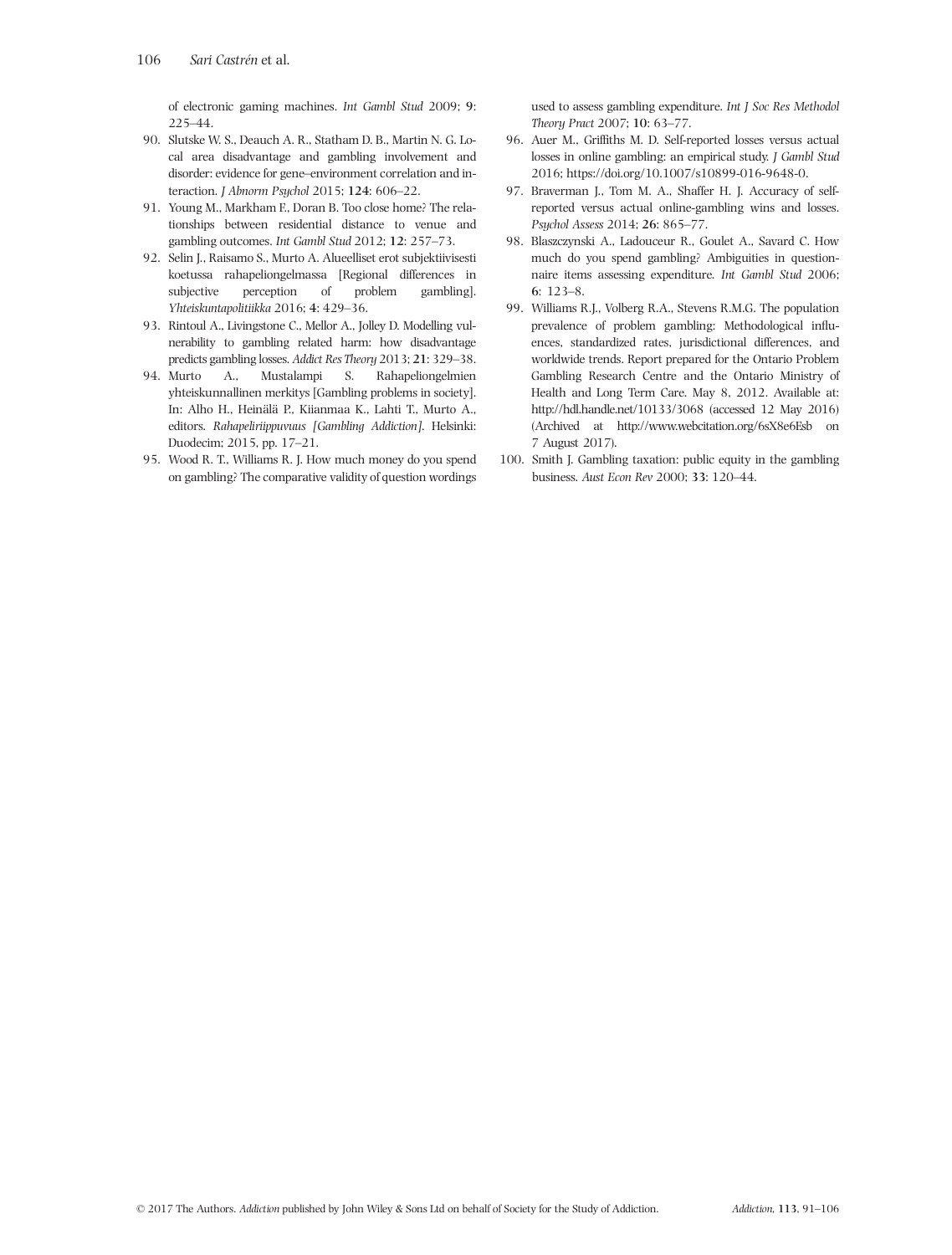of electronic gaming machines. *Int Gambl Stud* 2009; **9**: 225–44.

90. Slutske W. S., Deauch A. R., Statham D. B., Martin N. G. Local area disadvantage and gambling involvement and disorder: evidence for gene–environment correlation and interaction. *J Abnorm Psychol* 2015; **124**: 606–22.
91. Young M., Markham F., Doran B. Too close home? The relationships between residential distance to venue and gambling outcomes. *Int Gambl Stud* 2012; **12**: 257–73.
92. Selin J., Raisamo S., Murto A. Alueelliset erot subjektiivisesti koetussa rahapeliongelmassa [Regional differences in subjective perception of problem gambling]. *Yhteiskuntapolitiikka* 2016; **4**: 429–36.
93. Rintoul A., Livingstone C., Mellor A., Jolley D. Modelling vulnerability to gambling related harm: how disadvantage predicts gambling losses. *Addict Res Theory* 2013; **21**: 329–38.
94. Murto A., Mustalampi S. Rahapeliongelmien yhteiskunnallinen merkitys [Gambling problems in society]. In: Alho H., Heinälä P., Kiianmaa K., Lahti T., Murto A., editors. *Rahapeliriippuvuus [Gambling Addiction]*. Helsinki: Duodecim; 2015, pp. 17–21.
95. Wood R. T., Williams R. J. How much money do you spend on gambling? The comparative validity of question wordings used to assess gambling expenditure. *Int J Soc Res Methodol Theory Pract* 2007; **10**: 63–77.
96. Auer M., Griffiths M. D. Self-reported losses versus actual losses in online gambling: an empirical study. *J Gambl Stud* 2016; https://doi.org/10.1007/s10899-016-9648-0.
97. Braverman J., Tom M. A., Shaffer H. J. Accuracy of self-reported versus actual online-gambling wins and losses. *Psychol Assess* 2014; **26**: 865–77.
98. Blaszczynski A., Ladouceur R., Goulet A., Savard C. How much do you spend gambling? Ambiguities in questionnaire items assessing expenditure. *Int Gambl Stud* 2006; **6**: 123–8.
99. Williams R.J., Volberg R.A., Stevens R.M.G. The population prevalence of problem gambling: Methodological influences, standardized rates, jurisdictional differences, and worldwide trends. Report prepared for the Ontario Problem Gambling Research Centre and the Ontario Ministry of Health and Long Term Care. May 8, 2012. Available at: http://hdl.handle.net/10133/3068 (accessed 12 May 2016) (Archived at http://www.webcitation.org/6sX8e6Esb on 7 August 2017).
100. Smith J. Gambling taxation: public equity in the gambling business. *Aust Econ Rev* 2000; **33**: 120–44.

© 2017 The Authors. *Addiction* published by John Wiley & Sons Ltd on behalf of Society for the Study of Addiction.